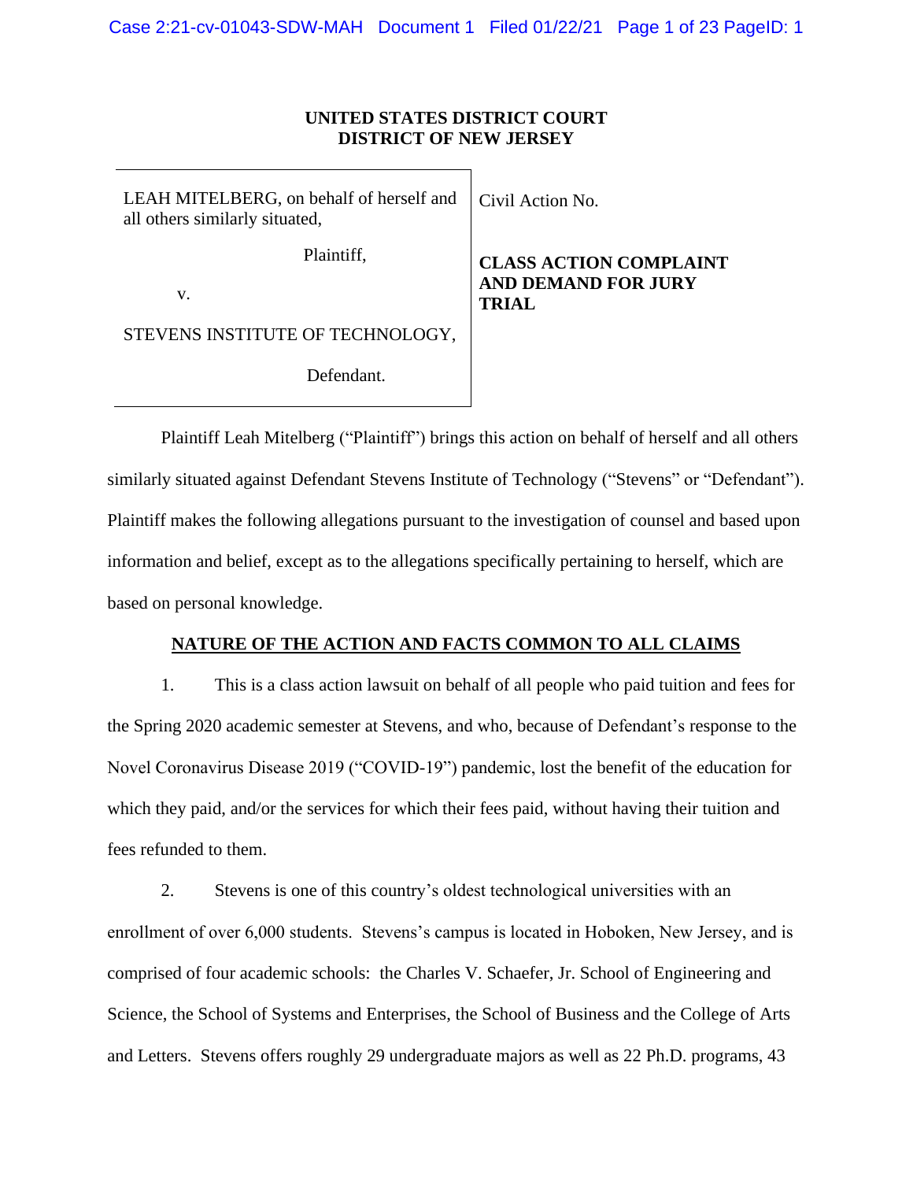**UNITED STATES DISTRICT COURT**
**DISTRICT OF NEW JERSEY**

| | |
|---|---|
| LEAH MITELBERG, on behalf of herself and all others similarly situated,<br><br>Plaintiff,<br><br>v.<br><br>STEVENS INSTITUTE OF TECHNOLOGY,<br><br>Defendant. | Civil Action No.<br><br>**CLASS ACTION COMPLAINT AND DEMAND FOR JURY TRIAL** |

Plaintiff Leah Mitelberg ("Plaintiff") brings this action on behalf of herself and all others similarly situated against Defendant Stevens Institute of Technology ("Stevens" or "Defendant"). Plaintiff makes the following allegations pursuant to the investigation of counsel and based upon information and belief, except as to the allegations specifically pertaining to herself, which are based on personal knowledge.

## NATURE OF THE ACTION AND FACTS COMMON TO ALL CLAIMS

1. This is a class action lawsuit on behalf of all people who paid tuition and fees for the Spring 2020 academic semester at Stevens, and who, because of Defendant's response to the Novel Coronavirus Disease 2019 ("COVID-19") pandemic, lost the benefit of the education for which they paid, and/or the services for which their fees paid, without having their tuition and fees refunded to them.

2. Stevens is one of this country's oldest technological universities with an enrollment of over 6,000 students. Stevens's campus is located in Hoboken, New Jersey, and is comprised of four academic schools: the Charles V. Schaefer, Jr. School of Engineering and Science, the School of Systems and Enterprises, the School of Business and the College of Arts and Letters. Stevens offers roughly 29 undergraduate majors as well as 22 Ph.D. programs, 43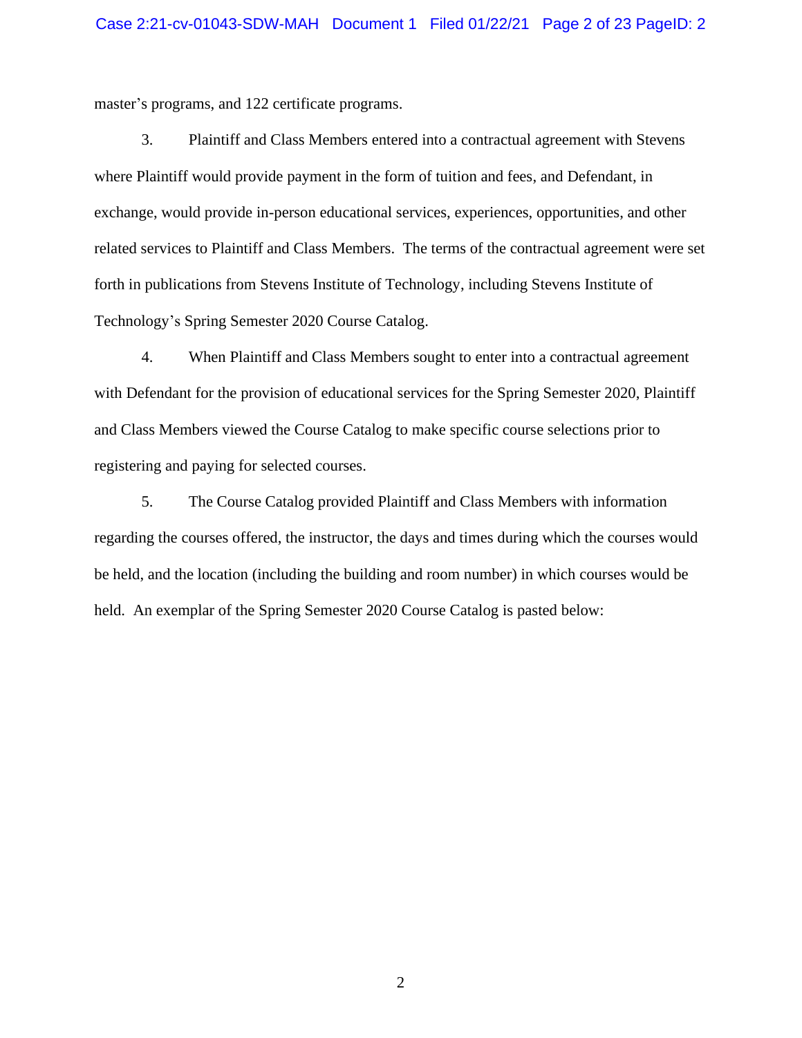master's programs, and 122 certificate programs.

3. Plaintiff and Class Members entered into a contractual agreement with Stevens where Plaintiff would provide payment in the form of tuition and fees, and Defendant, in exchange, would provide in-person educational services, experiences, opportunities, and other related services to Plaintiff and Class Members. The terms of the contractual agreement were set forth in publications from Stevens Institute of Technology, including Stevens Institute of Technology's Spring Semester 2020 Course Catalog.

4. When Plaintiff and Class Members sought to enter into a contractual agreement with Defendant for the provision of educational services for the Spring Semester 2020, Plaintiff and Class Members viewed the Course Catalog to make specific course selections prior to registering and paying for selected courses.

5. The Course Catalog provided Plaintiff and Class Members with information regarding the courses offered, the instructor, the days and times during which the courses would be held, and the location (including the building and room number) in which courses would be held. An exemplar of the Spring Semester 2020 Course Catalog is pasted below: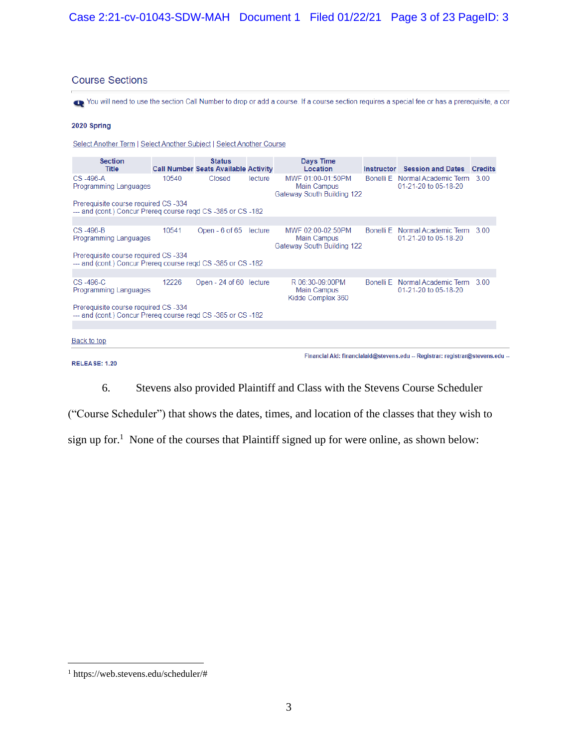## Course Sections

You will need to use the section Call Number to drop or add a course. If a course section requires a special fee or has a prerequisite, a cor

**2020 Spring**

Select Another Term | Select Another Subject | Select Another Course

| Section Title | Call Number | Status Seats Available | Activity | Days Time Location | Instructor | Session and Dates | Credits |
|---|---|---|---|---|---|---|---|
| CS -496-A Programming Languages | 10540 | Closed | lecture | MWF 01:00-01:50PM Main Campus Gateway South Building 122 | Bonelli E | Normal Academic Term 01-21-20 to 05-18-20 | 3.00 |
| Prerequisite course required CS -334 --- and (cont.) Concur Prereq course reqd CS -385 or CS -182 | | | | | | | |
| CS -496-B Programming Languages | 10541 | Open - 6 of 65 | lecture | MWF 02:00-02:50PM Main Campus Gateway South Building 122 | Bonelli E | Normal Academic Term 01-21-20 to 05-18-20 | 3.00 |
| Prerequisite course required CS -334 --- and (cont.) Concur Prereq course reqd CS -385 or CS -182 | | | | | | | |
| CS -496-C Programming Languages | 12226 | Open - 24 of 60 | lecture | R 06:30-09:00PM Main Campus Kidde Complex 360 | Bonelli E | Normal Academic Term 01-21-20 to 05-18-20 | 3.00 |
| Prerequisite course required CS -334 --- and (cont.) Concur Prereq course reqd CS -385 or CS -182 | | | | | | | |

Back to top

Financial Aid: financialaid@stevens.edu -- Registrar: registrar@stevens.edu --

**RELEASE: 1.20**

6. Stevens also provided Plaintiff and Class with the Stevens Course Scheduler ("Course Scheduler") that shows the dates, times, and location of the classes that they wish to sign up for.[1] None of the courses that Plaintiff signed up for were online, as shown below:

---

[1] https://web.stevens.edu/scheduler/#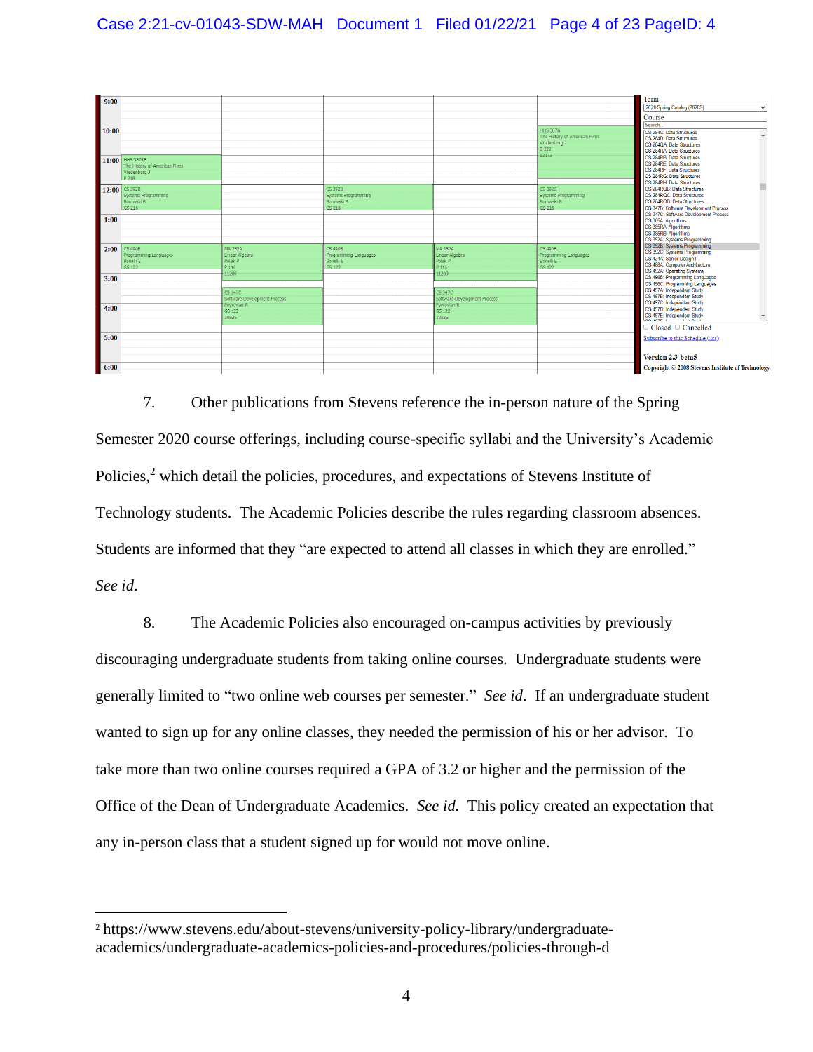7. Other publications from Stevens reference the in-person nature of the Spring Semester 2020 course offerings, including course-specific syllabi and the University's Academic Policies,[2] which detail the policies, procedures, and expectations of Stevens Institute of Technology students. The Academic Policies describe the rules regarding classroom absences. Students are informed that they "are expected to attend all classes in which they are enrolled." *See id.*

8. The Academic Policies also encouraged on-campus activities by previously discouraging undergraduate students from taking online courses. Undergraduate students were generally limited to "two online web courses per semester." *See id*. If an undergraduate student wanted to sign up for any online classes, they needed the permission of his or her advisor. To take more than two online courses required a GPA of 3.2 or higher and the permission of the Office of the Dean of Undergraduate Academics. *See id.* This policy created an expectation that any in-person class that a student signed up for would not move online.

---

[2] https://www.stevens.edu/about-stevens/university-policy-library/undergraduate-academics/undergraduate-academics-policies-and-procedures/policies-through-d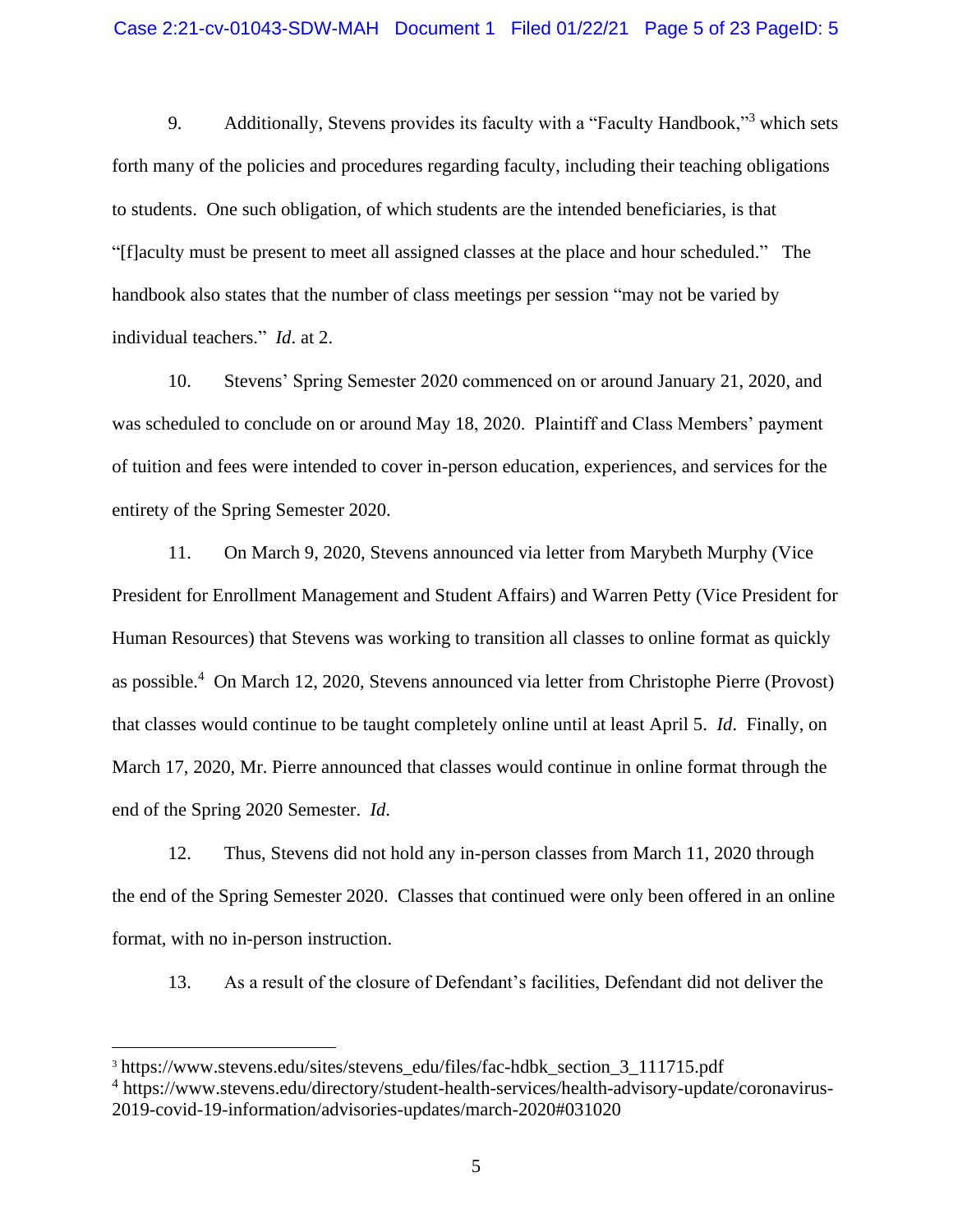9. Additionally, Stevens provides its faculty with a "Faculty Handbook,"[3] which sets forth many of the policies and procedures regarding faculty, including their teaching obligations to students. One such obligation, of which students are the intended beneficiaries, is that "[f]aculty must be present to meet all assigned classes at the place and hour scheduled." The handbook also states that the number of class meetings per session "may not be varied by individual teachers." *Id*. at 2.

10. Stevens' Spring Semester 2020 commenced on or around January 21, 2020, and was scheduled to conclude on or around May 18, 2020. Plaintiff and Class Members' payment of tuition and fees were intended to cover in-person education, experiences, and services for the entirety of the Spring Semester 2020.

11. On March 9, 2020, Stevens announced via letter from Marybeth Murphy (Vice President for Enrollment Management and Student Affairs) and Warren Petty (Vice President for Human Resources) that Stevens was working to transition all classes to online format as quickly as possible.[4] On March 12, 2020, Stevens announced via letter from Christophe Pierre (Provost) that classes would continue to be taught completely online until at least April 5. *Id*. Finally, on March 17, 2020, Mr. Pierre announced that classes would continue in online format through the end of the Spring 2020 Semester. *Id*.

12. Thus, Stevens did not hold any in-person classes from March 11, 2020 through the end of the Spring Semester 2020. Classes that continued were only been offered in an online format, with no in-person instruction.

13. As a result of the closure of Defendant's facilities, Defendant did not deliver the

---

[3] https://www.stevens.edu/sites/stevens_edu/files/fac-hdbk_section_3_111715.pdf

[4] https://www.stevens.edu/directory/student-health-services/health-advisory-update/coronavirus-2019-covid-19-information/advisories-updates/march-2020#031020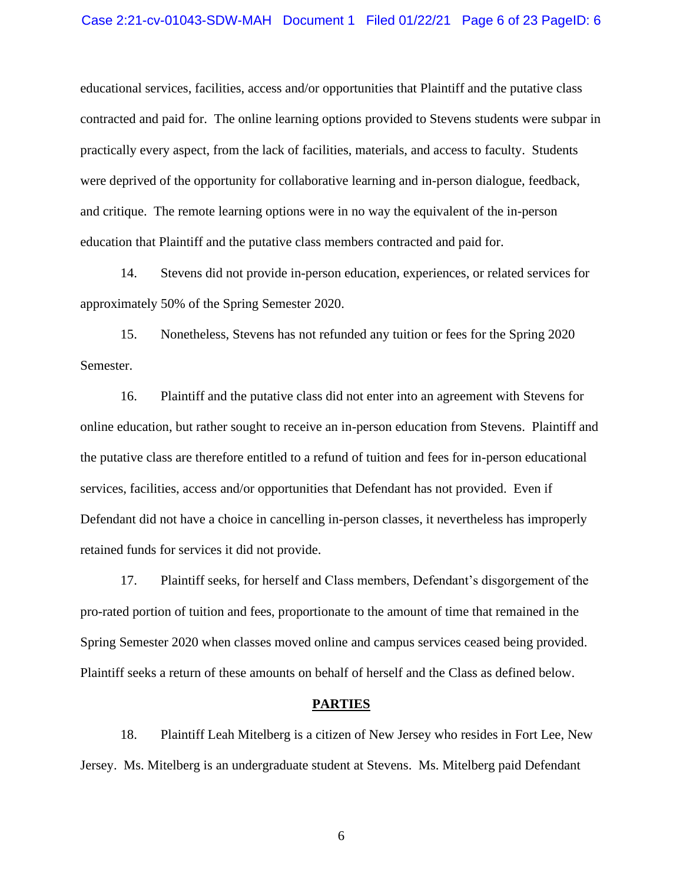educational services, facilities, access and/or opportunities that Plaintiff and the putative class contracted and paid for. The online learning options provided to Stevens students were subpar in practically every aspect, from the lack of facilities, materials, and access to faculty. Students were deprived of the opportunity for collaborative learning and in-person dialogue, feedback, and critique. The remote learning options were in no way the equivalent of the in-person education that Plaintiff and the putative class members contracted and paid for.

14. Stevens did not provide in-person education, experiences, or related services for approximately 50% of the Spring Semester 2020.

15. Nonetheless, Stevens has not refunded any tuition or fees for the Spring 2020 Semester.

16. Plaintiff and the putative class did not enter into an agreement with Stevens for online education, but rather sought to receive an in-person education from Stevens. Plaintiff and the putative class are therefore entitled to a refund of tuition and fees for in-person educational services, facilities, access and/or opportunities that Defendant has not provided. Even if Defendant did not have a choice in cancelling in-person classes, it nevertheless has improperly retained funds for services it did not provide.

17. Plaintiff seeks, for herself and Class members, Defendant's disgorgement of the pro-rated portion of tuition and fees, proportionate to the amount of time that remained in the Spring Semester 2020 when classes moved online and campus services ceased being provided. Plaintiff seeks a return of these amounts on behalf of herself and the Class as defined below.

## PARTIES

18. Plaintiff Leah Mitelberg is a citizen of New Jersey who resides in Fort Lee, New Jersey. Ms. Mitelberg is an undergraduate student at Stevens. Ms. Mitelberg paid Defendant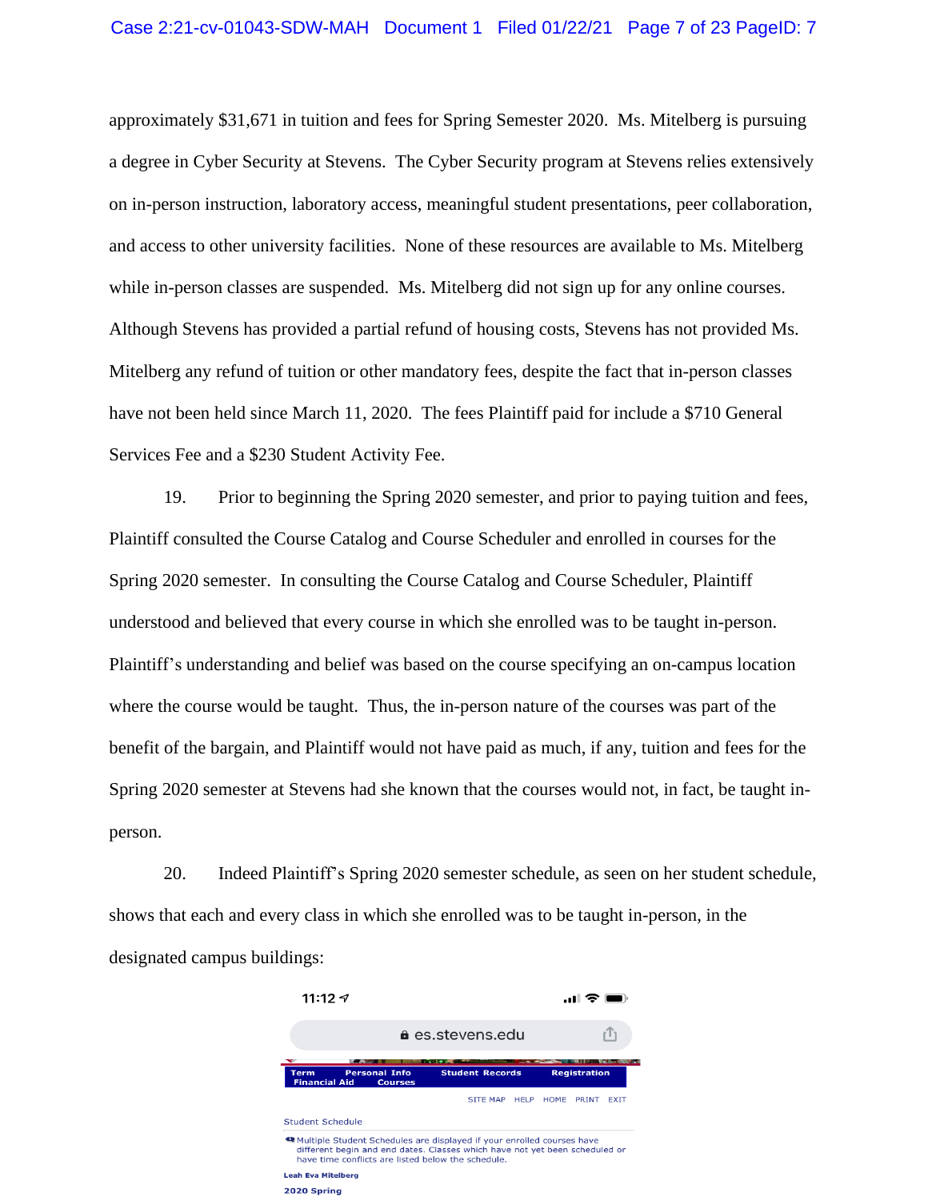approximately $31,671 in tuition and fees for Spring Semester 2020. Ms. Mitelberg is pursuing a degree in Cyber Security at Stevens. The Cyber Security program at Stevens relies extensively on in-person instruction, laboratory access, meaningful student presentations, peer collaboration, and access to other university facilities. None of these resources are available to Ms. Mitelberg while in-person classes are suspended. Ms. Mitelberg did not sign up for any online courses. Although Stevens has provided a partial refund of housing costs, Stevens has not provided Ms. Mitelberg any refund of tuition or other mandatory fees, despite the fact that in-person classes have not been held since March 11, 2020. The fees Plaintiff paid for include a $710 General Services Fee and a $230 Student Activity Fee.

19. Prior to beginning the Spring 2020 semester, and prior to paying tuition and fees, Plaintiff consulted the Course Catalog and Course Scheduler and enrolled in courses for the Spring 2020 semester. In consulting the Course Catalog and Course Scheduler, Plaintiff understood and believed that every course in which she enrolled was to be taught in-person. Plaintiff's understanding and belief was based on the course specifying an on-campus location where the course would be taught. Thus, the in-person nature of the courses was part of the benefit of the bargain, and Plaintiff would not have paid as much, if any, tuition and fees for the Spring 2020 semester at Stevens had she known that the courses would not, in fact, be taught in-person.

20. Indeed Plaintiff's Spring 2020 semester schedule, as seen on her student schedule, shows that each and every class in which she enrolled was to be taught in-person, in the designated campus buildings:

11:12

es.stevens.edu

Term Personal Info Student Records Registration Financial Aid Courses

SITE MAP HELP HOME PRINT EXIT

Student Schedule

Multiple Student Schedules are displayed if your enrolled courses have different begin and end dates. Classes which have not yet been scheduled or have time conflicts are listed below the schedule.

Leah Eva Mitelberg

2020 Spring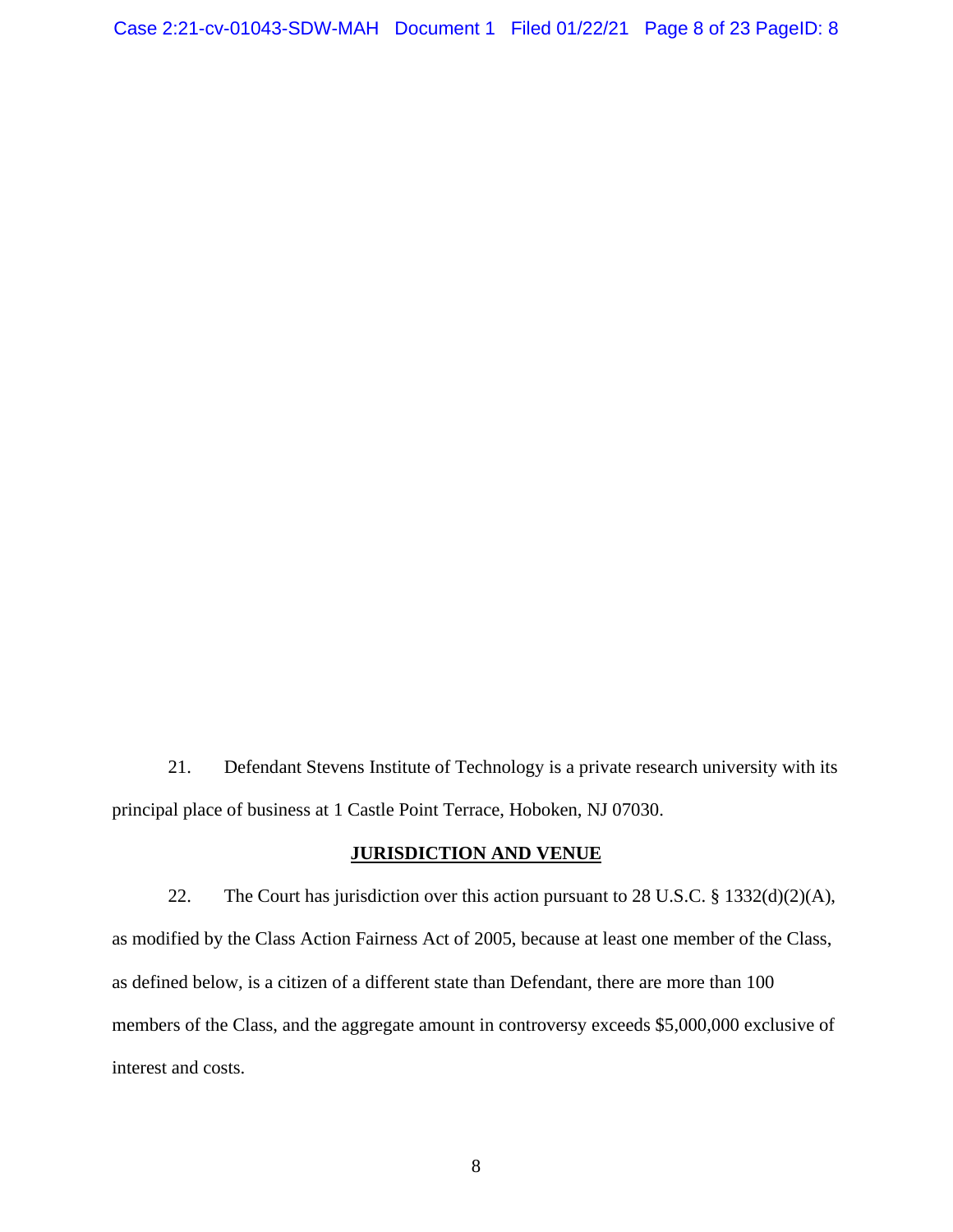21. Defendant Stevens Institute of Technology is a private research university with its principal place of business at 1 Castle Point Terrace, Hoboken, NJ 07030.

## JURISDICTION AND VENUE

22. The Court has jurisdiction over this action pursuant to 28 U.S.C. § 1332(d)(2)(A), as modified by the Class Action Fairness Act of 2005, because at least one member of the Class, as defined below, is a citizen of a different state than Defendant, there are more than 100 members of the Class, and the aggregate amount in controversy exceeds $5,000,000 exclusive of interest and costs.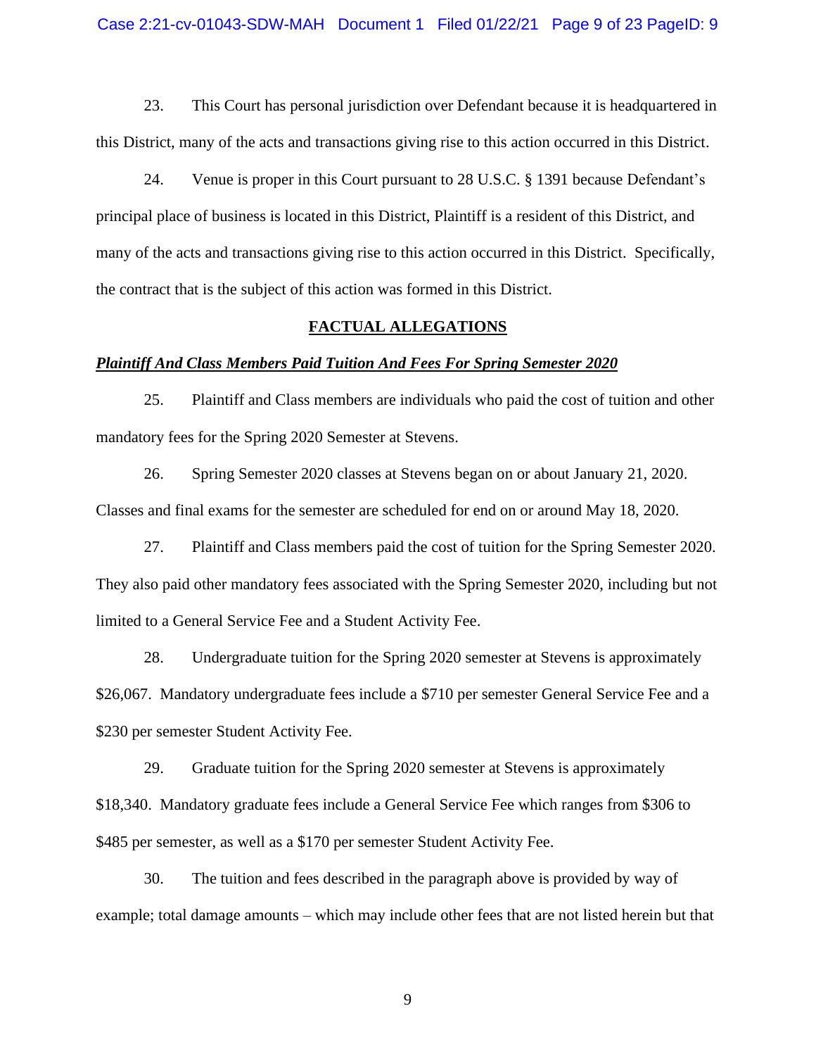23. This Court has personal jurisdiction over Defendant because it is headquartered in this District, many of the acts and transactions giving rise to this action occurred in this District.

24. Venue is proper in this Court pursuant to 28 U.S.C. § 1391 because Defendant's principal place of business is located in this District, Plaintiff is a resident of this District, and many of the acts and transactions giving rise to this action occurred in this District. Specifically, the contract that is the subject of this action was formed in this District.

## FACTUAL ALLEGATIONS

***Plaintiff And Class Members Paid Tuition And Fees For Spring Semester 2020***

25. Plaintiff and Class members are individuals who paid the cost of tuition and other mandatory fees for the Spring 2020 Semester at Stevens.

26. Spring Semester 2020 classes at Stevens began on or about January 21, 2020. Classes and final exams for the semester are scheduled for end on or around May 18, 2020.

27. Plaintiff and Class members paid the cost of tuition for the Spring Semester 2020. They also paid other mandatory fees associated with the Spring Semester 2020, including but not limited to a General Service Fee and a Student Activity Fee.

28. Undergraduate tuition for the Spring 2020 semester at Stevens is approximately $26,067. Mandatory undergraduate fees include a $710 per semester General Service Fee and a $230 per semester Student Activity Fee.

29. Graduate tuition for the Spring 2020 semester at Stevens is approximately $18,340. Mandatory graduate fees include a General Service Fee which ranges from $306 to $485 per semester, as well as a $170 per semester Student Activity Fee.

30. The tuition and fees described in the paragraph above is provided by way of example; total damage amounts – which may include other fees that are not listed herein but that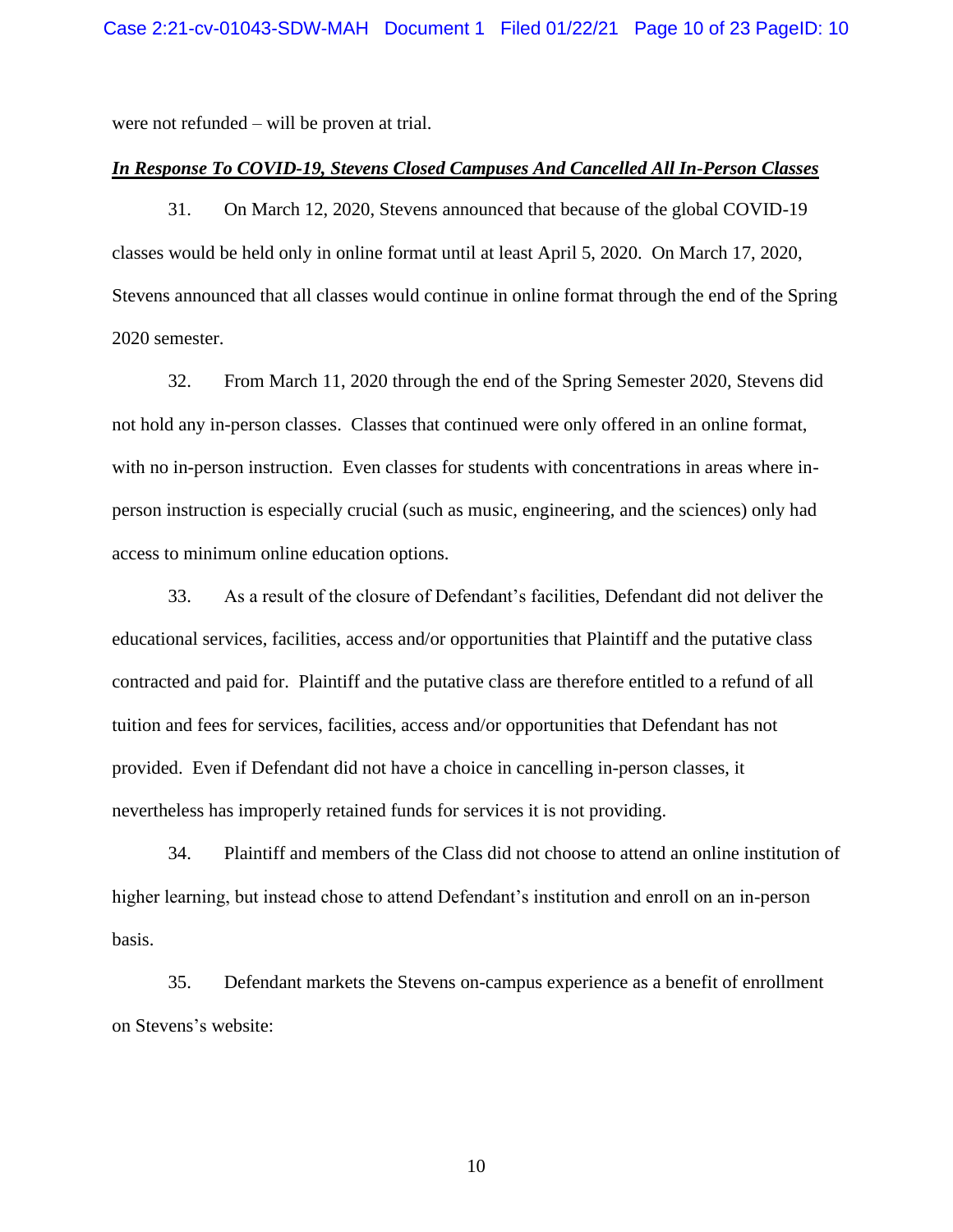were not refunded – will be proven at trial.

***In Response To COVID-19, Stevens Closed Campuses And Cancelled All In-Person Classes***

31. On March 12, 2020, Stevens announced that because of the global COVID-19 classes would be held only in online format until at least April 5, 2020. On March 17, 2020, Stevens announced that all classes would continue in online format through the end of the Spring 2020 semester.

32. From March 11, 2020 through the end of the Spring Semester 2020, Stevens did not hold any in-person classes. Classes that continued were only offered in an online format, with no in-person instruction. Even classes for students with concentrations in areas where in-person instruction is especially crucial (such as music, engineering, and the sciences) only had access to minimum online education options.

33. As a result of the closure of Defendant's facilities, Defendant did not deliver the educational services, facilities, access and/or opportunities that Plaintiff and the putative class contracted and paid for. Plaintiff and the putative class are therefore entitled to a refund of all tuition and fees for services, facilities, access and/or opportunities that Defendant has not provided. Even if Defendant did not have a choice in cancelling in-person classes, it nevertheless has improperly retained funds for services it is not providing.

34. Plaintiff and members of the Class did not choose to attend an online institution of higher learning, but instead chose to attend Defendant's institution and enroll on an in-person basis.

35. Defendant markets the Stevens on-campus experience as a benefit of enrollment on Stevens's website: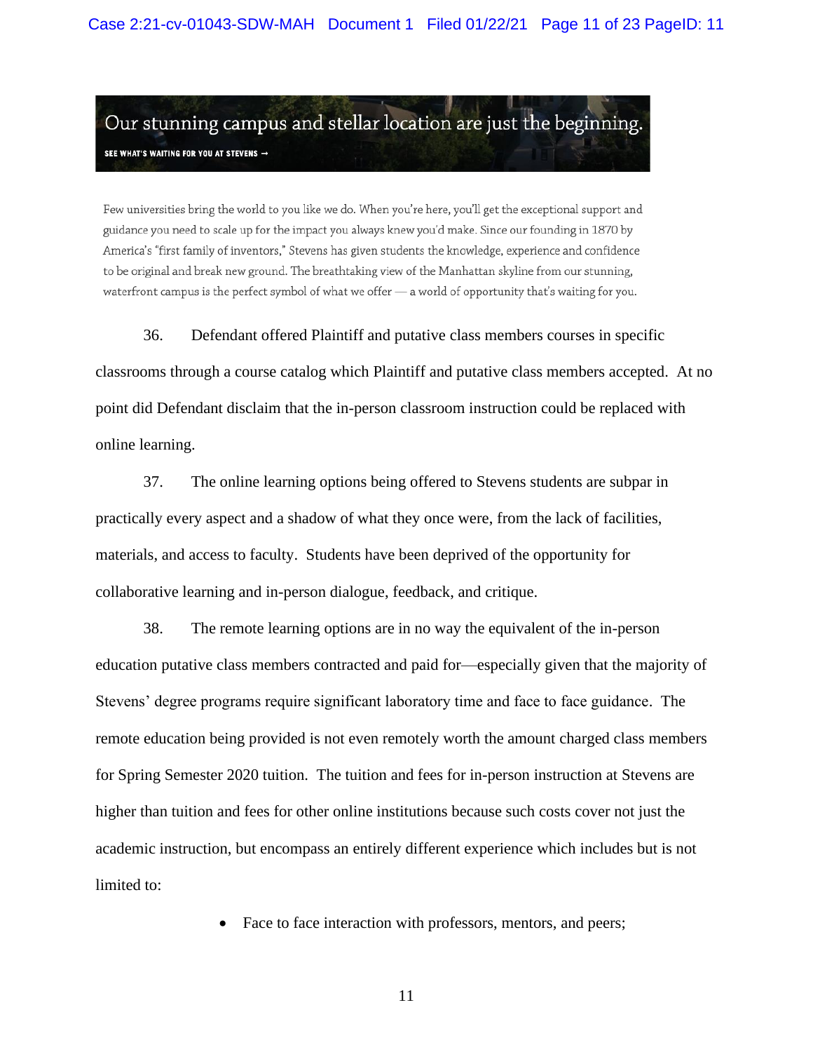Our stunning campus and stellar location are just the beginning.

SEE WHAT'S WAITING FOR YOU AT STEVENS →

Few universities bring the world to you like we do. When you're here, you'll get the exceptional support and guidance you need to scale up for the impact you always knew you'd make. Since our founding in 1870 by America's "first family of inventors," Stevens has given students the knowledge, experience and confidence to be original and break new ground. The breathtaking view of the Manhattan skyline from our stunning, waterfront campus is the perfect symbol of what we offer — a world of opportunity that's waiting for you.

36. Defendant offered Plaintiff and putative class members courses in specific classrooms through a course catalog which Plaintiff and putative class members accepted. At no point did Defendant disclaim that the in-person classroom instruction could be replaced with online learning.

37. The online learning options being offered to Stevens students are subpar in practically every aspect and a shadow of what they once were, from the lack of facilities, materials, and access to faculty. Students have been deprived of the opportunity for collaborative learning and in-person dialogue, feedback, and critique.

38. The remote learning options are in no way the equivalent of the in-person education putative class members contracted and paid for—especially given that the majority of Stevens' degree programs require significant laboratory time and face to face guidance. The remote education being provided is not even remotely worth the amount charged class members for Spring Semester 2020 tuition. The tuition and fees for in-person instruction at Stevens are higher than tuition and fees for other online institutions because such costs cover not just the academic instruction, but encompass an entirely different experience which includes but is not limited to:

- Face to face interaction with professors, mentors, and peers;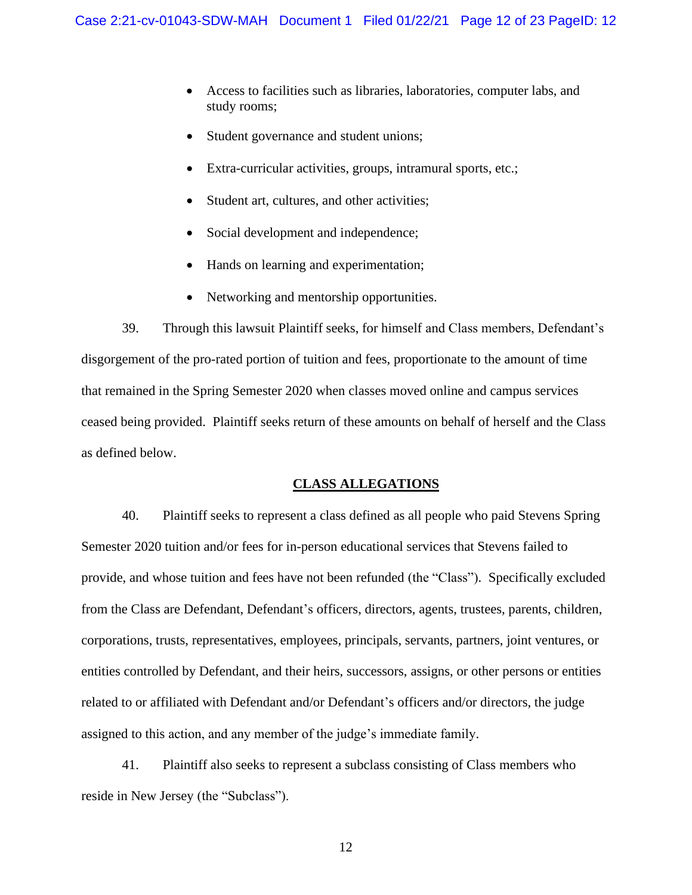- Access to facilities such as libraries, laboratories, computer labs, and study rooms;
- Student governance and student unions;
- Extra-curricular activities, groups, intramural sports, etc.;
- Student art, cultures, and other activities;
- Social development and independence;
- Hands on learning and experimentation;
- Networking and mentorship opportunities.

39. Through this lawsuit Plaintiff seeks, for himself and Class members, Defendant's disgorgement of the pro-rated portion of tuition and fees, proportionate to the amount of time that remained in the Spring Semester 2020 when classes moved online and campus services ceased being provided. Plaintiff seeks return of these amounts on behalf of herself and the Class as defined below.

**CLASS ALLEGATIONS**

40. Plaintiff seeks to represent a class defined as all people who paid Stevens Spring Semester 2020 tuition and/or fees for in-person educational services that Stevens failed to provide, and whose tuition and fees have not been refunded (the "Class"). Specifically excluded from the Class are Defendant, Defendant's officers, directors, agents, trustees, parents, children, corporations, trusts, representatives, employees, principals, servants, partners, joint ventures, or entities controlled by Defendant, and their heirs, successors, assigns, or other persons or entities related to or affiliated with Defendant and/or Defendant's officers and/or directors, the judge assigned to this action, and any member of the judge's immediate family.

41. Plaintiff also seeks to represent a subclass consisting of Class members who reside in New Jersey (the "Subclass").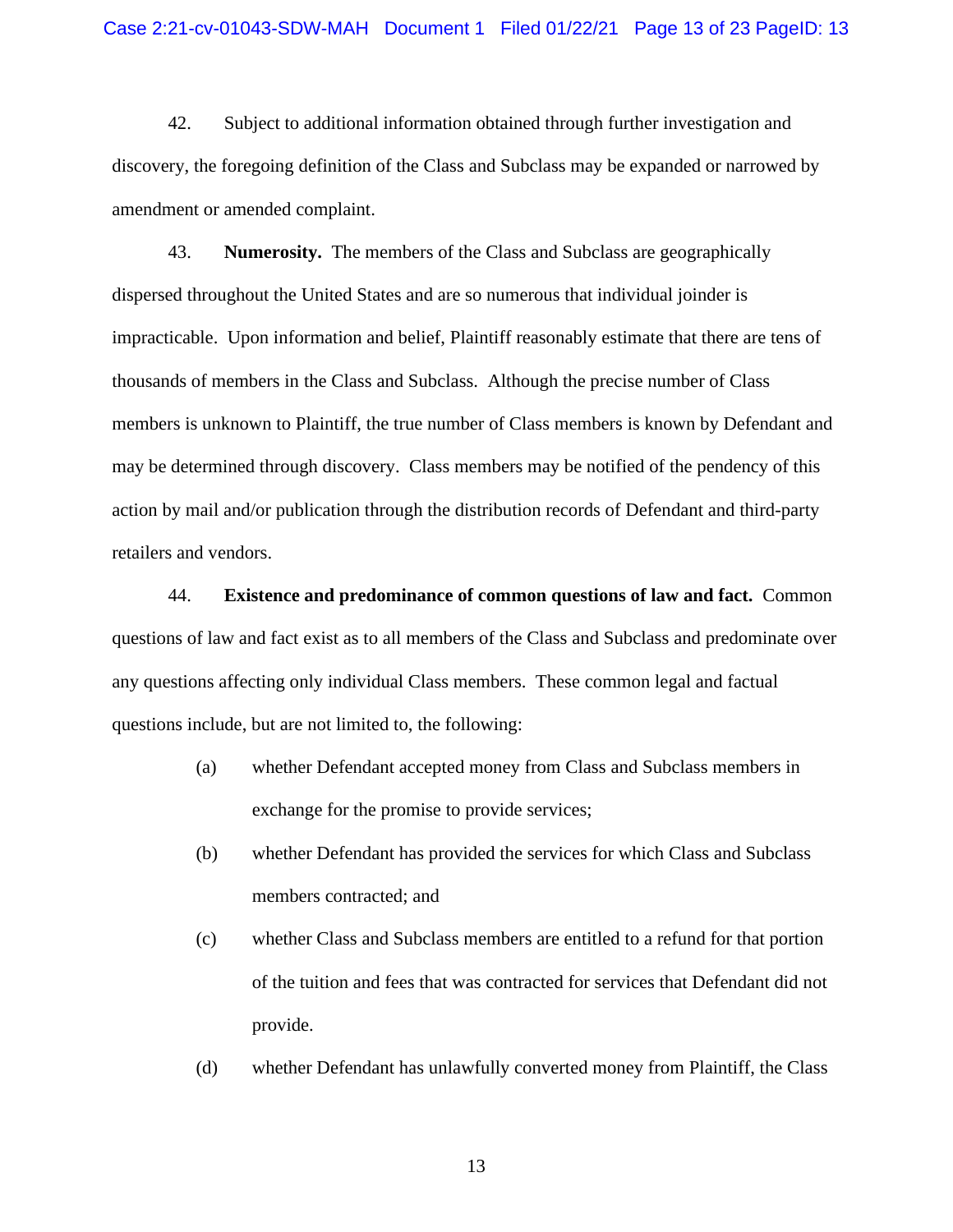42. Subject to additional information obtained through further investigation and discovery, the foregoing definition of the Class and Subclass may be expanded or narrowed by amendment or amended complaint.

43. **Numerosity.** The members of the Class and Subclass are geographically dispersed throughout the United States and are so numerous that individual joinder is impracticable. Upon information and belief, Plaintiff reasonably estimate that there are tens of thousands of members in the Class and Subclass. Although the precise number of Class members is unknown to Plaintiff, the true number of Class members is known by Defendant and may be determined through discovery. Class members may be notified of the pendency of this action by mail and/or publication through the distribution records of Defendant and third-party retailers and vendors.

44. **Existence and predominance of common questions of law and fact.** Common questions of law and fact exist as to all members of the Class and Subclass and predominate over any questions affecting only individual Class members. These common legal and factual questions include, but are not limited to, the following:

(a) whether Defendant accepted money from Class and Subclass members in exchange for the promise to provide services;

(b) whether Defendant has provided the services for which Class and Subclass members contracted; and

(c) whether Class and Subclass members are entitled to a refund for that portion of the tuition and fees that was contracted for services that Defendant did not provide.

(d) whether Defendant has unlawfully converted money from Plaintiff, the Class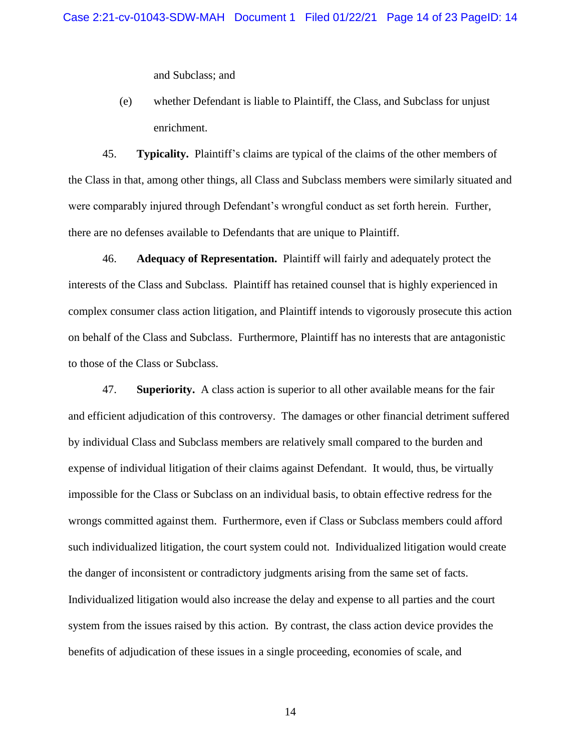and Subclass; and

(e) whether Defendant is liable to Plaintiff, the Class, and Subclass for unjust enrichment.

45. **Typicality.** Plaintiff's claims are typical of the claims of the other members of the Class in that, among other things, all Class and Subclass members were similarly situated and were comparably injured through Defendant's wrongful conduct as set forth herein. Further, there are no defenses available to Defendants that are unique to Plaintiff.

46. **Adequacy of Representation.** Plaintiff will fairly and adequately protect the interests of the Class and Subclass. Plaintiff has retained counsel that is highly experienced in complex consumer class action litigation, and Plaintiff intends to vigorously prosecute this action on behalf of the Class and Subclass. Furthermore, Plaintiff has no interests that are antagonistic to those of the Class or Subclass.

47. **Superiority.** A class action is superior to all other available means for the fair and efficient adjudication of this controversy. The damages or other financial detriment suffered by individual Class and Subclass members are relatively small compared to the burden and expense of individual litigation of their claims against Defendant. It would, thus, be virtually impossible for the Class or Subclass on an individual basis, to obtain effective redress for the wrongs committed against them. Furthermore, even if Class or Subclass members could afford such individualized litigation, the court system could not. Individualized litigation would create the danger of inconsistent or contradictory judgments arising from the same set of facts. Individualized litigation would also increase the delay and expense to all parties and the court system from the issues raised by this action. By contrast, the class action device provides the benefits of adjudication of these issues in a single proceeding, economies of scale, and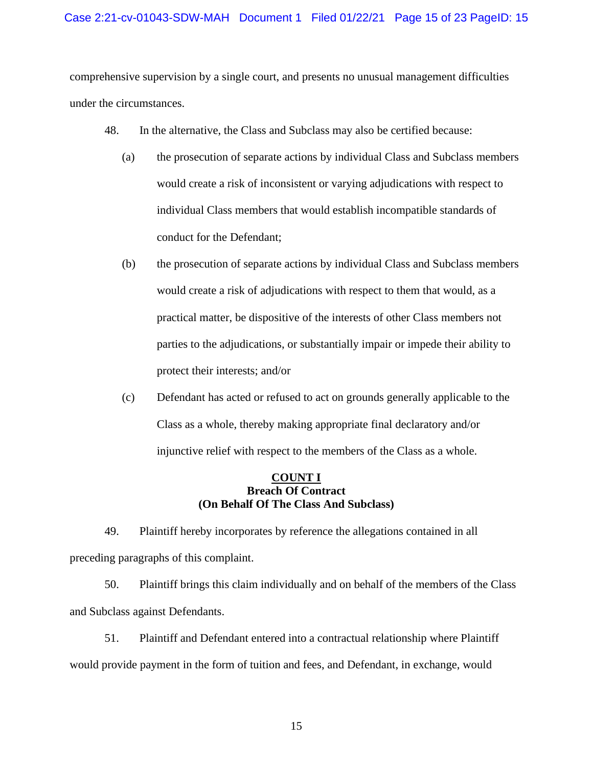comprehensive supervision by a single court, and presents no unusual management difficulties under the circumstances.

48. In the alternative, the Class and Subclass may also be certified because:

(a) the prosecution of separate actions by individual Class and Subclass members would create a risk of inconsistent or varying adjudications with respect to individual Class members that would establish incompatible standards of conduct for the Defendant;

(b) the prosecution of separate actions by individual Class and Subclass members would create a risk of adjudications with respect to them that would, as a practical matter, be dispositive of the interests of other Class members not parties to the adjudications, or substantially impair or impede their ability to protect their interests; and/or

(c) Defendant has acted or refused to act on grounds generally applicable to the Class as a whole, thereby making appropriate final declaratory and/or injunctive relief with respect to the members of the Class as a whole.

**COUNT I**
**Breach Of Contract**
**(On Behalf Of The Class And Subclass)**

49. Plaintiff hereby incorporates by reference the allegations contained in all preceding paragraphs of this complaint.

50. Plaintiff brings this claim individually and on behalf of the members of the Class and Subclass against Defendants.

51. Plaintiff and Defendant entered into a contractual relationship where Plaintiff would provide payment in the form of tuition and fees, and Defendant, in exchange, would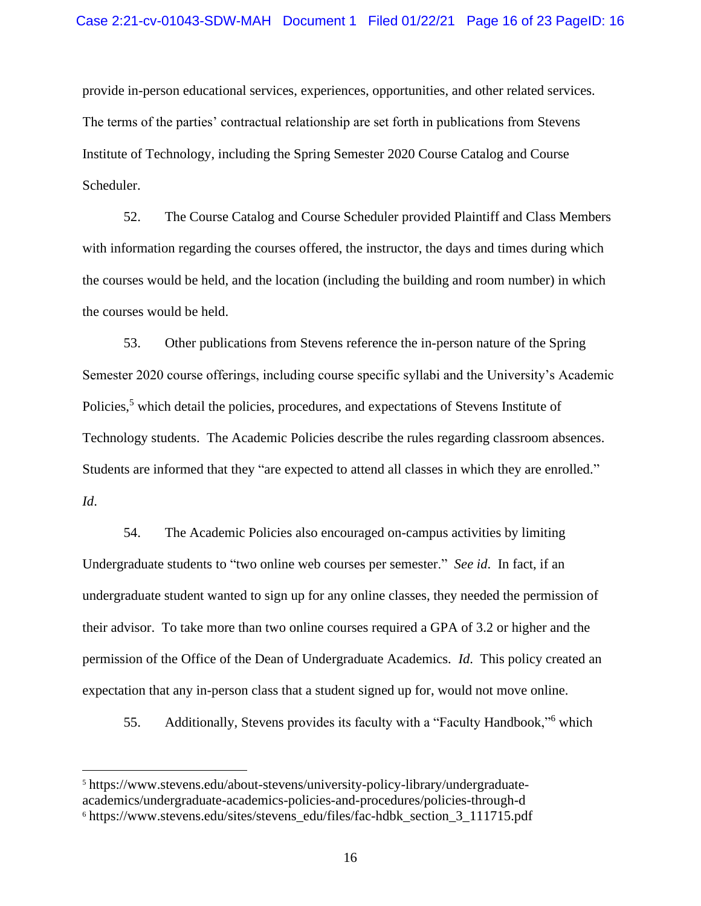provide in-person educational services, experiences, opportunities, and other related services. The terms of the parties' contractual relationship are set forth in publications from Stevens Institute of Technology, including the Spring Semester 2020 Course Catalog and Course Scheduler.

52. The Course Catalog and Course Scheduler provided Plaintiff and Class Members with information regarding the courses offered, the instructor, the days and times during which the courses would be held, and the location (including the building and room number) in which the courses would be held.

53. Other publications from Stevens reference the in-person nature of the Spring Semester 2020 course offerings, including course specific syllabi and the University's Academic Policies,[5] which detail the policies, procedures, and expectations of Stevens Institute of Technology students. The Academic Policies describe the rules regarding classroom absences. Students are informed that they "are expected to attend all classes in which they are enrolled." *Id*.

54. The Academic Policies also encouraged on-campus activities by limiting Undergraduate students to "two online web courses per semester." *See id*. In fact, if an undergraduate student wanted to sign up for any online classes, they needed the permission of their advisor. To take more than two online courses required a GPA of 3.2 or higher and the permission of the Office of the Dean of Undergraduate Academics. *Id*. This policy created an expectation that any in-person class that a student signed up for, would not move online.

55. Additionally, Stevens provides its faculty with a "Faculty Handbook,"[6] which

---

[5] https://www.stevens.edu/about-stevens/university-policy-library/undergraduate-academics/undergraduate-academics-policies-and-procedures/policies-through-d

[6] https://www.stevens.edu/sites/stevens_edu/files/fac-hdbk_section_3_111715.pdf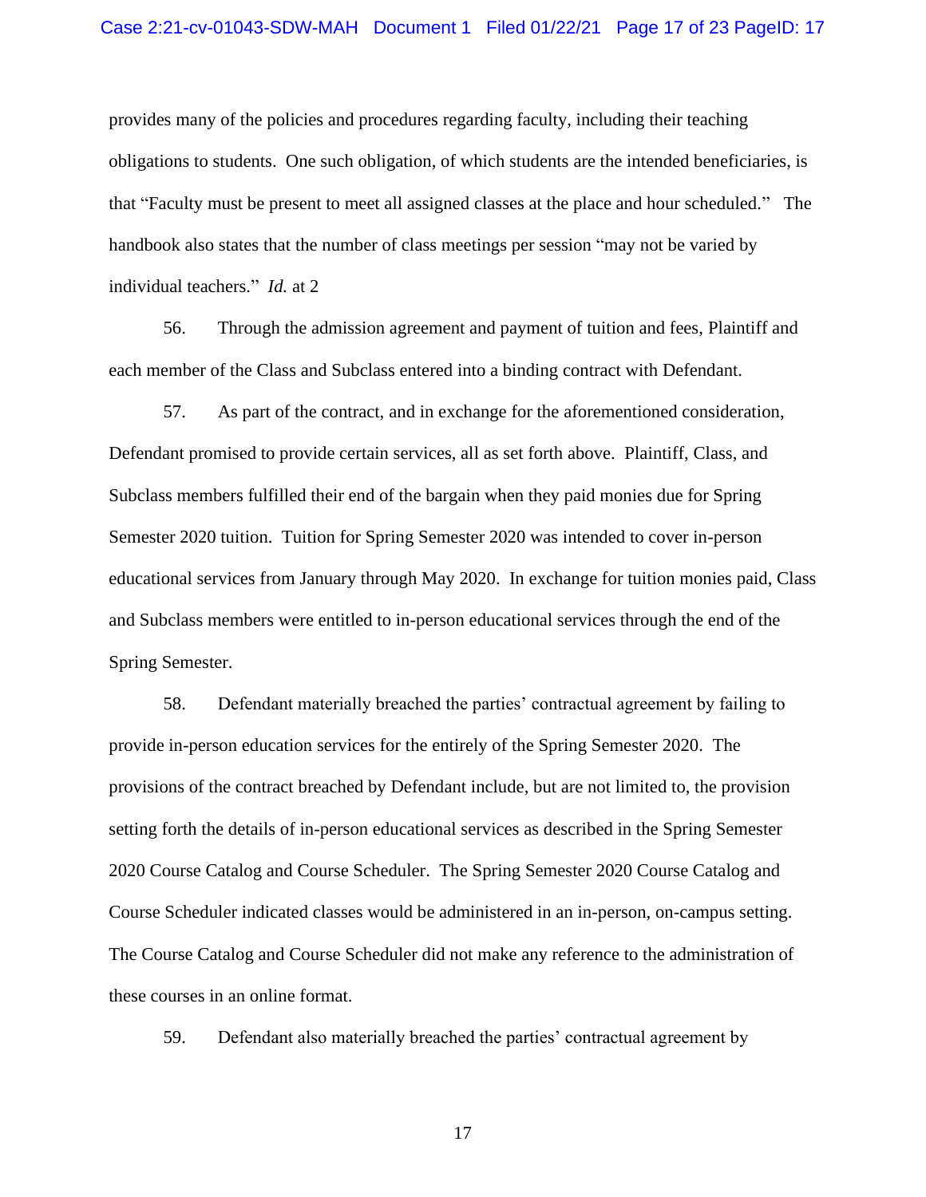provides many of the policies and procedures regarding faculty, including their teaching obligations to students. One such obligation, of which students are the intended beneficiaries, is that "Faculty must be present to meet all assigned classes at the place and hour scheduled." The handbook also states that the number of class meetings per session "may not be varied by individual teachers." *Id.* at 2

56. Through the admission agreement and payment of tuition and fees, Plaintiff and each member of the Class and Subclass entered into a binding contract with Defendant.

57. As part of the contract, and in exchange for the aforementioned consideration, Defendant promised to provide certain services, all as set forth above. Plaintiff, Class, and Subclass members fulfilled their end of the bargain when they paid monies due for Spring Semester 2020 tuition. Tuition for Spring Semester 2020 was intended to cover in-person educational services from January through May 2020. In exchange for tuition monies paid, Class and Subclass members were entitled to in-person educational services through the end of the Spring Semester.

58. Defendant materially breached the parties' contractual agreement by failing to provide in-person education services for the entirely of the Spring Semester 2020. The provisions of the contract breached by Defendant include, but are not limited to, the provision setting forth the details of in-person educational services as described in the Spring Semester 2020 Course Catalog and Course Scheduler. The Spring Semester 2020 Course Catalog and Course Scheduler indicated classes would be administered in an in-person, on-campus setting. The Course Catalog and Course Scheduler did not make any reference to the administration of these courses in an online format.

59. Defendant also materially breached the parties' contractual agreement by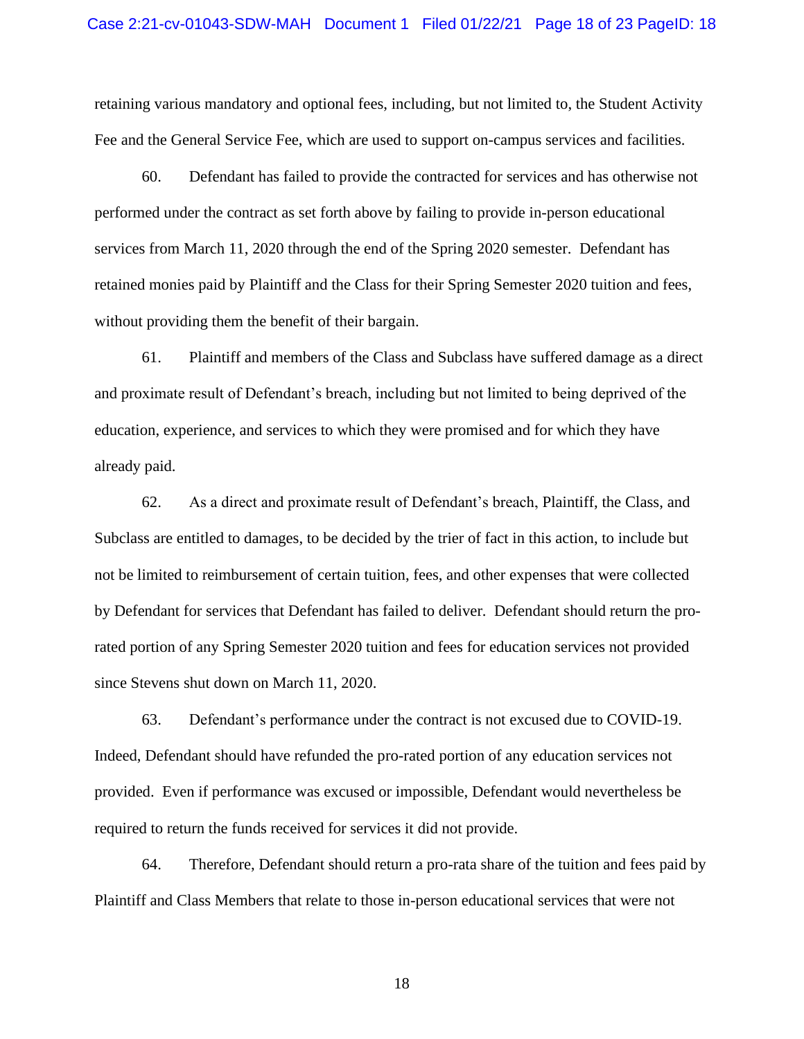retaining various mandatory and optional fees, including, but not limited to, the Student Activity Fee and the General Service Fee, which are used to support on-campus services and facilities.

60. Defendant has failed to provide the contracted for services and has otherwise not performed under the contract as set forth above by failing to provide in-person educational services from March 11, 2020 through the end of the Spring 2020 semester. Defendant has retained monies paid by Plaintiff and the Class for their Spring Semester 2020 tuition and fees, without providing them the benefit of their bargain.

61. Plaintiff and members of the Class and Subclass have suffered damage as a direct and proximate result of Defendant's breach, including but not limited to being deprived of the education, experience, and services to which they were promised and for which they have already paid.

62. As a direct and proximate result of Defendant's breach, Plaintiff, the Class, and Subclass are entitled to damages, to be decided by the trier of fact in this action, to include but not be limited to reimbursement of certain tuition, fees, and other expenses that were collected by Defendant for services that Defendant has failed to deliver. Defendant should return the pro-rated portion of any Spring Semester 2020 tuition and fees for education services not provided since Stevens shut down on March 11, 2020.

63. Defendant's performance under the contract is not excused due to COVID-19. Indeed, Defendant should have refunded the pro-rated portion of any education services not provided. Even if performance was excused or impossible, Defendant would nevertheless be required to return the funds received for services it did not provide.

64. Therefore, Defendant should return a pro-rata share of the tuition and fees paid by Plaintiff and Class Members that relate to those in-person educational services that were not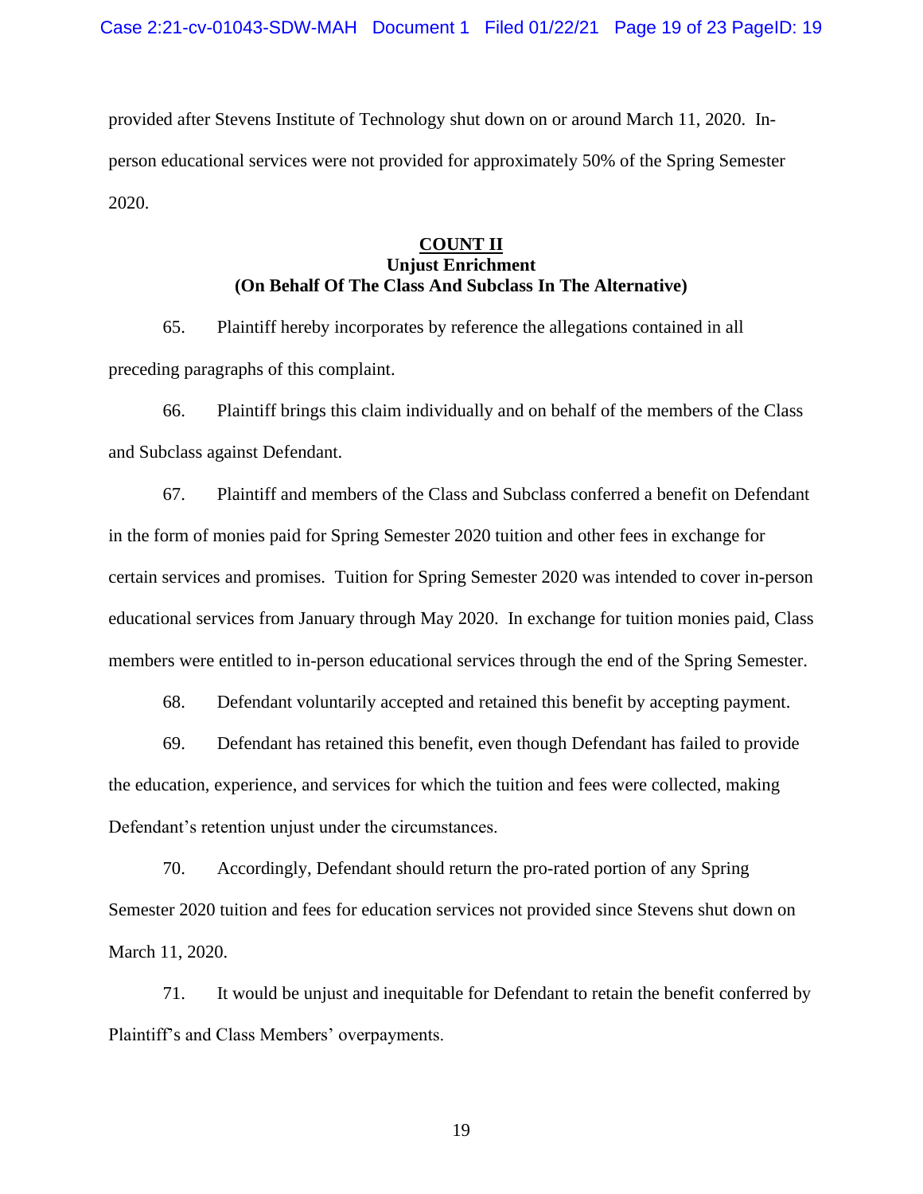provided after Stevens Institute of Technology shut down on or around March 11, 2020. In-person educational services were not provided for approximately 50% of the Spring Semester 2020.

**COUNT II**
**Unjust Enrichment**
**(On Behalf Of The Class And Subclass In The Alternative)**

65. Plaintiff hereby incorporates by reference the allegations contained in all preceding paragraphs of this complaint.

66. Plaintiff brings this claim individually and on behalf of the members of the Class and Subclass against Defendant.

67. Plaintiff and members of the Class and Subclass conferred a benefit on Defendant in the form of monies paid for Spring Semester 2020 tuition and other fees in exchange for certain services and promises. Tuition for Spring Semester 2020 was intended to cover in-person educational services from January through May 2020. In exchange for tuition monies paid, Class members were entitled to in-person educational services through the end of the Spring Semester.

68. Defendant voluntarily accepted and retained this benefit by accepting payment.

69. Defendant has retained this benefit, even though Defendant has failed to provide the education, experience, and services for which the tuition and fees were collected, making Defendant's retention unjust under the circumstances.

70. Accordingly, Defendant should return the pro-rated portion of any Spring Semester 2020 tuition and fees for education services not provided since Stevens shut down on March 11, 2020.

71. It would be unjust and inequitable for Defendant to retain the benefit conferred by Plaintiff's and Class Members' overpayments.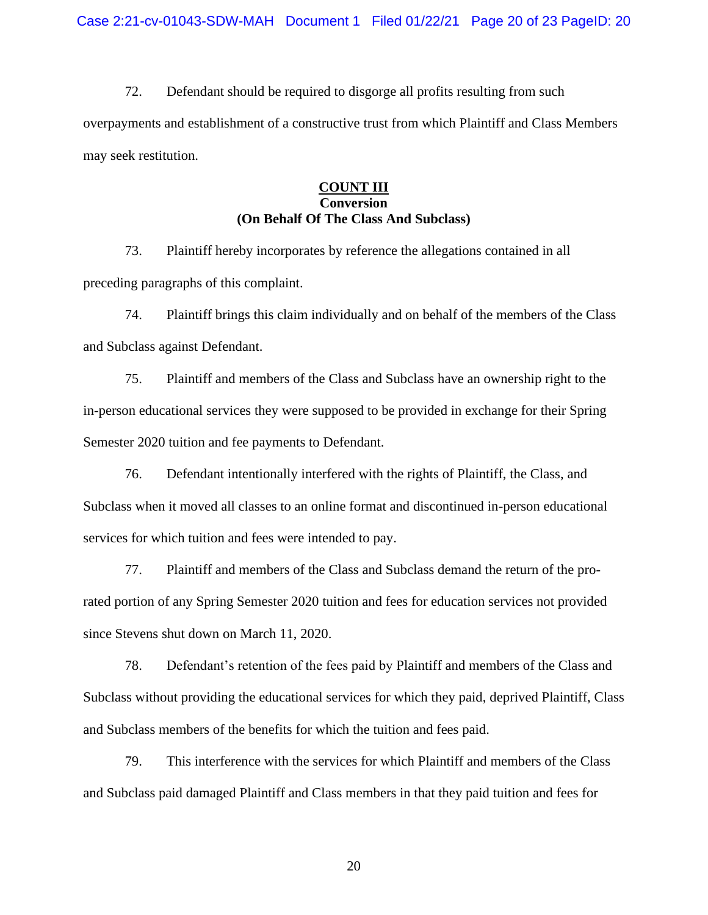72. Defendant should be required to disgorge all profits resulting from such overpayments and establishment of a constructive trust from which Plaintiff and Class Members may seek restitution.

## COUNT III
### Conversion
### (On Behalf Of The Class And Subclass)

73. Plaintiff hereby incorporates by reference the allegations contained in all preceding paragraphs of this complaint.

74. Plaintiff brings this claim individually and on behalf of the members of the Class and Subclass against Defendant.

75. Plaintiff and members of the Class and Subclass have an ownership right to the in-person educational services they were supposed to be provided in exchange for their Spring Semester 2020 tuition and fee payments to Defendant.

76. Defendant intentionally interfered with the rights of Plaintiff, the Class, and Subclass when it moved all classes to an online format and discontinued in-person educational services for which tuition and fees were intended to pay.

77. Plaintiff and members of the Class and Subclass demand the return of the pro-rated portion of any Spring Semester 2020 tuition and fees for education services not provided since Stevens shut down on March 11, 2020.

78. Defendant's retention of the fees paid by Plaintiff and members of the Class and Subclass without providing the educational services for which they paid, deprived Plaintiff, Class and Subclass members of the benefits for which the tuition and fees paid.

79. This interference with the services for which Plaintiff and members of the Class and Subclass paid damaged Plaintiff and Class members in that they paid tuition and fees for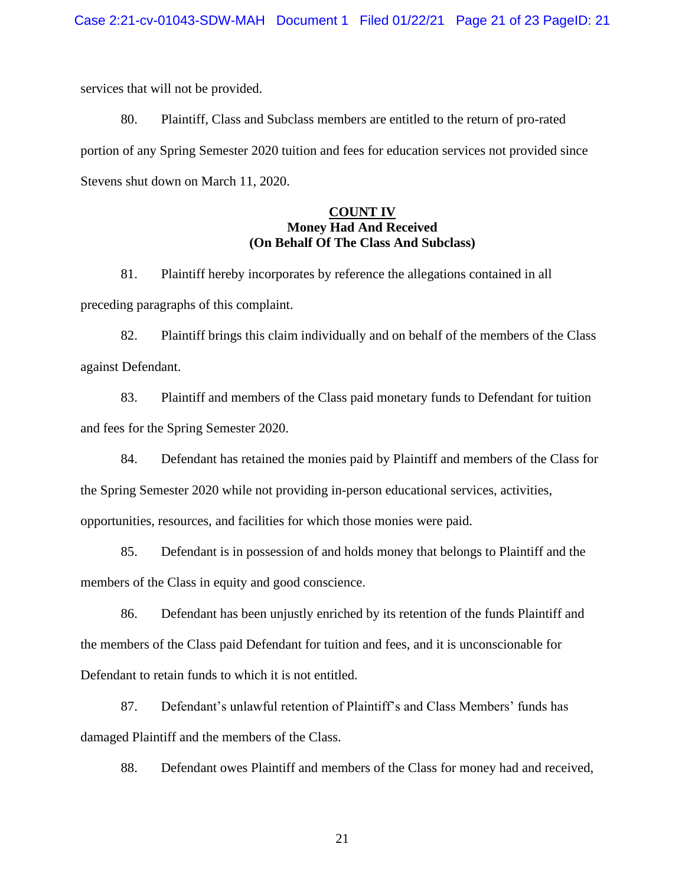services that will not be provided.

80. Plaintiff, Class and Subclass members are entitled to the return of pro-rated portion of any Spring Semester 2020 tuition and fees for education services not provided since Stevens shut down on March 11, 2020.

**COUNT IV**
**Money Had And Received**
**(On Behalf Of The Class And Subclass)**

81. Plaintiff hereby incorporates by reference the allegations contained in all preceding paragraphs of this complaint.

82. Plaintiff brings this claim individually and on behalf of the members of the Class against Defendant.

83. Plaintiff and members of the Class paid monetary funds to Defendant for tuition and fees for the Spring Semester 2020.

84. Defendant has retained the monies paid by Plaintiff and members of the Class for the Spring Semester 2020 while not providing in-person educational services, activities, opportunities, resources, and facilities for which those monies were paid.

85. Defendant is in possession of and holds money that belongs to Plaintiff and the members of the Class in equity and good conscience.

86. Defendant has been unjustly enriched by its retention of the funds Plaintiff and the members of the Class paid Defendant for tuition and fees, and it is unconscionable for Defendant to retain funds to which it is not entitled.

87. Defendant's unlawful retention of Plaintiff's and Class Members' funds has damaged Plaintiff and the members of the Class.

88. Defendant owes Plaintiff and members of the Class for money had and received,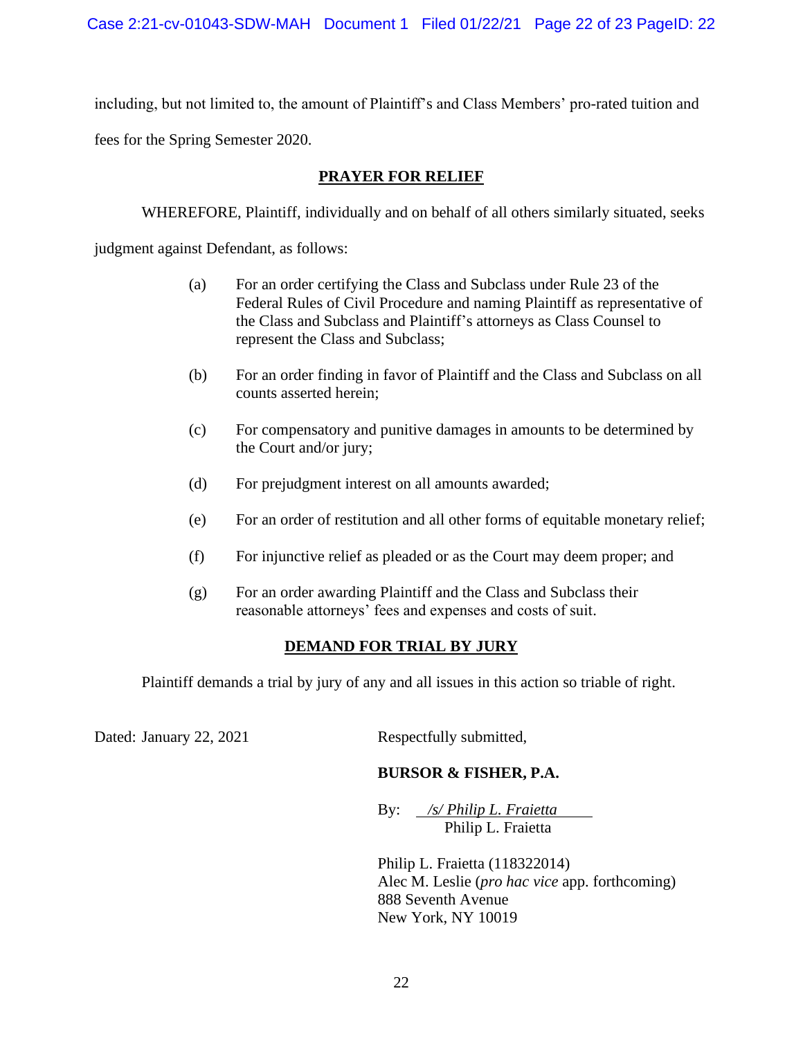including, but not limited to, the amount of Plaintiff's and Class Members' pro-rated tuition and fees for the Spring Semester 2020.

## PRAYER FOR RELIEF

WHEREFORE, Plaintiff, individually and on behalf of all others similarly situated, seeks judgment against Defendant, as follows:

(a) For an order certifying the Class and Subclass under Rule 23 of the Federal Rules of Civil Procedure and naming Plaintiff as representative of the Class and Subclass and Plaintiff's attorneys as Class Counsel to represent the Class and Subclass;

(b) For an order finding in favor of Plaintiff and the Class and Subclass on all counts asserted herein;

(c) For compensatory and punitive damages in amounts to be determined by the Court and/or jury;

(d) For prejudgment interest on all amounts awarded;

(e) For an order of restitution and all other forms of equitable monetary relief;

(f) For injunctive relief as pleaded or as the Court may deem proper; and

(g) For an order awarding Plaintiff and the Class and Subclass their reasonable attorneys' fees and expenses and costs of suit.

## DEMAND FOR TRIAL BY JURY

Plaintiff demands a trial by jury of any and all issues in this action so triable of right.

Dated: January 22, 2021

Respectfully submitted,

**BURSOR & FISHER, P.A.**

By: *_/s/ Philip L. Fraietta_*
Philip L. Fraietta

Philip L. Fraietta (118322014)
Alec M. Leslie (*pro hac vice* app. forthcoming)
888 Seventh Avenue
New York, NY 10019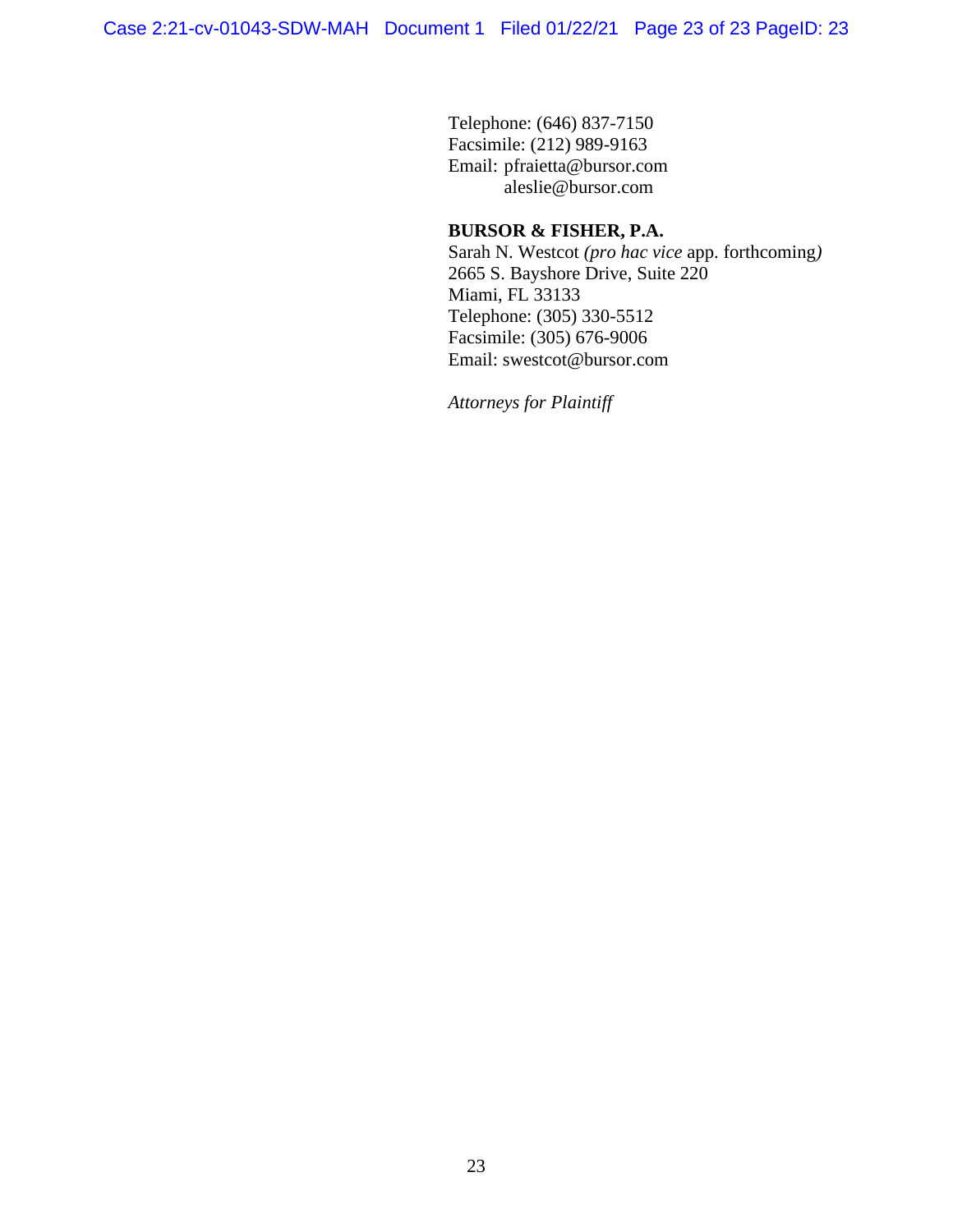Telephone: (646) 837-7150
Facsimile: (212) 989-9163
Email: pfraietta@bursor.com
aleslie@bursor.com

**BURSOR & FISHER, P.A.**
Sarah N. Westcot *(pro hac vice* app. forthcoming*)*
2665 S. Bayshore Drive, Suite 220
Miami, FL 33133
Telephone: (305) 330-5512
Facsimile: (305) 676-9006
Email: swestcot@bursor.com

*Attorneys for Plaintiff*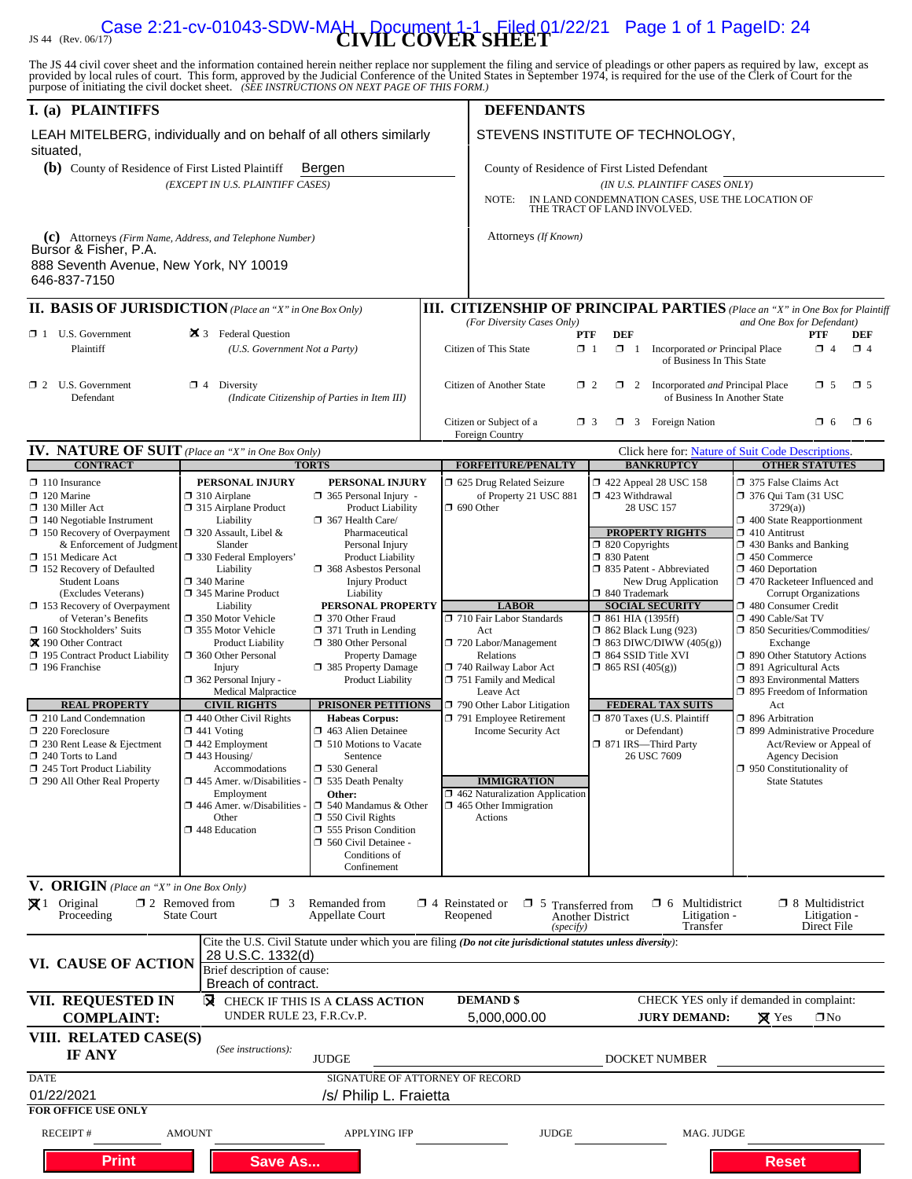JS 44 (Rev. 06/17)

# CIVIL COVER SHEET

The JS 44 civil cover sheet and the information contained herein neither replace nor supplement the filing and service of pleadings or other papers as required by law, except as provided by local rules of court. This form, approved by the Judicial Conference of the United States in September 1974, is required for the use of the Clerk of Court for the purpose of initiating the civil docket sheet. *(SEE INSTRUCTIONS ON NEXT PAGE OF THIS FORM.)*

## I. (a) PLAINTIFFS

LEAH MITELBERG, individually and on behalf of all others similarly situated,

**(b)** County of Residence of First Listed Plaintiff: Bergen
*(EXCEPT IN U.S. PLAINTIFF CASES)*

**(c)** Attorneys *(Firm Name, Address, and Telephone Number)*
Bursor & Fisher, P.A.
888 Seventh Avenue, New York, NY 10019
646-837-7150

## DEFENDANTS

STEVENS INSTITUTE OF TECHNOLOGY,

County of Residence of First Listed Defendant
*(IN U.S. PLAINTIFF CASES ONLY)*

NOTE: IN LAND CONDEMNATION CASES, USE THE LOCATION OF THE TRACT OF LAND INVOLVED.

Attorneys *(If Known)*

## II. BASIS OF JURISDICTION *(Place an "X" in One Box Only)*

- ☐ 1 U.S. Government Plaintiff
- ☒ 3 Federal Question (U.S. Government Not a Party)
- ☐ 2 U.S. Government Defendant
- ☐ 4 Diversity (Indicate Citizenship of Parties in Item III)

## III. CITIZENSHIP OF PRINCIPAL PARTIES *(Place an "X" in One Box for Plaintiff and One Box for Defendant)* *(For Diversity Cases Only)*

| | PTF | DEF | | PTF | DEF |
|---|---|---|---|---|---|
| Citizen of This State | ☐ 1 | ☐ 1 | Incorporated *or* Principal Place of Business In This State | ☐ 4 | ☐ 4 |
| Citizen of Another State | ☐ 2 | ☐ 2 | Incorporated *and* Principal Place of Business In Another State | ☐ 5 | ☐ 5 |
| Citizen or Subject of a Foreign Country | ☐ 3 | ☐ 3 | Foreign Nation | ☐ 6 | ☐ 6 |

## IV. NATURE OF SUIT *(Place an "X" in One Box Only)*

Click here for: Nature of Suit Code Descriptions.

**CONTRACT**
- ☐ 110 Insurance
- ☐ 120 Marine
- ☐ 130 Miller Act
- ☐ 140 Negotiable Instrument
- ☐ 150 Recovery of Overpayment & Enforcement of Judgment
- ☐ 151 Medicare Act
- ☐ 152 Recovery of Defaulted Student Loans (Excludes Veterans)
- ☐ 153 Recovery of Overpayment of Veteran's Benefits
- ☐ 160 Stockholders' Suits
- ☒ 190 Other Contract
- ☐ 195 Contract Product Liability
- ☐ 196 Franchise

**REAL PROPERTY**
- ☐ 210 Land Condemnation
- ☐ 220 Foreclosure
- ☐ 230 Rent Lease & Ejectment
- ☐ 240 Torts to Land
- ☐ 245 Tort Product Liability
- ☐ 290 All Other Real Property

**TORTS — PERSONAL INJURY**
- ☐ 310 Airplane
- ☐ 315 Airplane Product Liability
- ☐ 320 Assault, Libel & Slander
- ☐ 330 Federal Employers' Liability
- ☐ 340 Marine
- ☐ 345 Marine Product Liability
- ☐ 350 Motor Vehicle
- ☐ 355 Motor Vehicle Product Liability
- ☐ 360 Other Personal Injury
- ☐ 362 Personal Injury - Medical Malpractice

**TORTS — PERSONAL INJURY**
- ☐ 365 Personal Injury - Product Liability
- ☐ 367 Health Care/ Pharmaceutical Personal Injury Product Liability
- ☐ 368 Asbestos Personal Injury Product Liability

**PERSONAL PROPERTY**
- ☐ 370 Other Fraud
- ☐ 371 Truth in Lending
- ☐ 380 Other Personal Property Damage
- ☐ 385 Property Damage Product Liability

**CIVIL RIGHTS**
- ☐ 440 Other Civil Rights
- ☐ 441 Voting
- ☐ 442 Employment
- ☐ 443 Housing/ Accommodations
- ☐ 445 Amer. w/Disabilities - Employment
- ☐ 446 Amer. w/Disabilities - Other
- ☐ 448 Education

**PRISONER PETITIONS**
Habeas Corpus:
- ☐ 463 Alien Detainee
- ☐ 510 Motions to Vacate Sentence
- ☐ 530 General
- ☐ 535 Death Penalty

Other:
- ☐ 540 Mandamus & Other
- ☐ 550 Civil Rights
- ☐ 555 Prison Condition
- ☐ 560 Civil Detainee - Conditions of Confinement

**FORFEITURE/PENALTY**
- ☐ 625 Drug Related Seizure of Property 21 USC 881
- ☐ 690 Other

**LABOR**
- ☐ 710 Fair Labor Standards Act
- ☐ 720 Labor/Management Relations
- ☐ 740 Railway Labor Act
- ☐ 751 Family and Medical Leave Act
- ☐ 790 Other Labor Litigation
- ☐ 791 Employee Retirement Income Security Act

**IMMIGRATION**
- ☐ 462 Naturalization Application
- ☐ 465 Other Immigration Actions

**BANKRUPTCY**
- ☐ 422 Appeal 28 USC 158
- ☐ 423 Withdrawal 28 USC 157

**PROPERTY RIGHTS**
- ☐ 820 Copyrights
- ☐ 830 Patent
- ☐ 835 Patent - Abbreviated New Drug Application
- ☐ 840 Trademark

**SOCIAL SECURITY**
- ☐ 861 HIA (1395ff)
- ☐ 862 Black Lung (923)
- ☐ 863 DIWC/DIWW (405(g))
- ☐ 864 SSID Title XVI
- ☐ 865 RSI (405(g))

**FEDERAL TAX SUITS**
- ☐ 870 Taxes (U.S. Plaintiff or Defendant)
- ☐ 871 IRS—Third Party 26 USC 7609

**OTHER STATUTES**
- ☐ 375 False Claims Act
- ☐ 376 Qui Tam (31 USC 3729(a))
- ☐ 400 State Reapportionment
- ☐ 410 Antitrust
- ☐ 430 Banks and Banking
- ☐ 450 Commerce
- ☐ 460 Deportation
- ☐ 470 Racketeer Influenced and Corrupt Organizations
- ☐ 480 Consumer Credit
- ☐ 490 Cable/Sat TV
- ☐ 850 Securities/Commodities/ Exchange
- ☐ 890 Other Statutory Actions
- ☐ 891 Agricultural Acts
- ☐ 893 Environmental Matters
- ☐ 895 Freedom of Information Act
- ☐ 896 Arbitration
- ☐ 899 Administrative Procedure Act/Review or Appeal of Agency Decision
- ☐ 950 Constitutionality of State Statutes

## V. ORIGIN *(Place an "X" in One Box Only)*

- ☒ 1 Original Proceeding
- ☐ 2 Removed from State Court
- ☐ 3 Remanded from Appellate Court
- ☐ 4 Reinstated or Reopened
- ☐ 5 Transferred from Another District *(specify)*
- ☐ 6 Multidistrict Litigation - Transfer
- ☐ 8 Multidistrict Litigation - Direct File

## VI. CAUSE OF ACTION

Cite the U.S. Civil Statute under which you are filing *(Do not cite jurisdictional statutes unless diversity)*: 28 U.S.C. 1332(d)

Brief description of cause: Breach of contract.

## VII. REQUESTED IN COMPLAINT:

☒ CHECK IF THIS IS A CLASS ACTION UNDER RULE 23, F.R.Cv.P.

DEMAND $ 5,000,000.00

CHECK YES only if demanded in complaint: JURY DEMAND: ☒ Yes ☐ No

## VIII. RELATED CASE(S) IF ANY

*(See instructions):* JUDGE DOCKET NUMBER

DATE: 01/22/2021

SIGNATURE OF ATTORNEY OF RECORD: /s/ Philip L. Fraietta

**FOR OFFICE USE ONLY**

RECEIPT # AMOUNT APPLYING IFP JUDGE MAG. JUDGE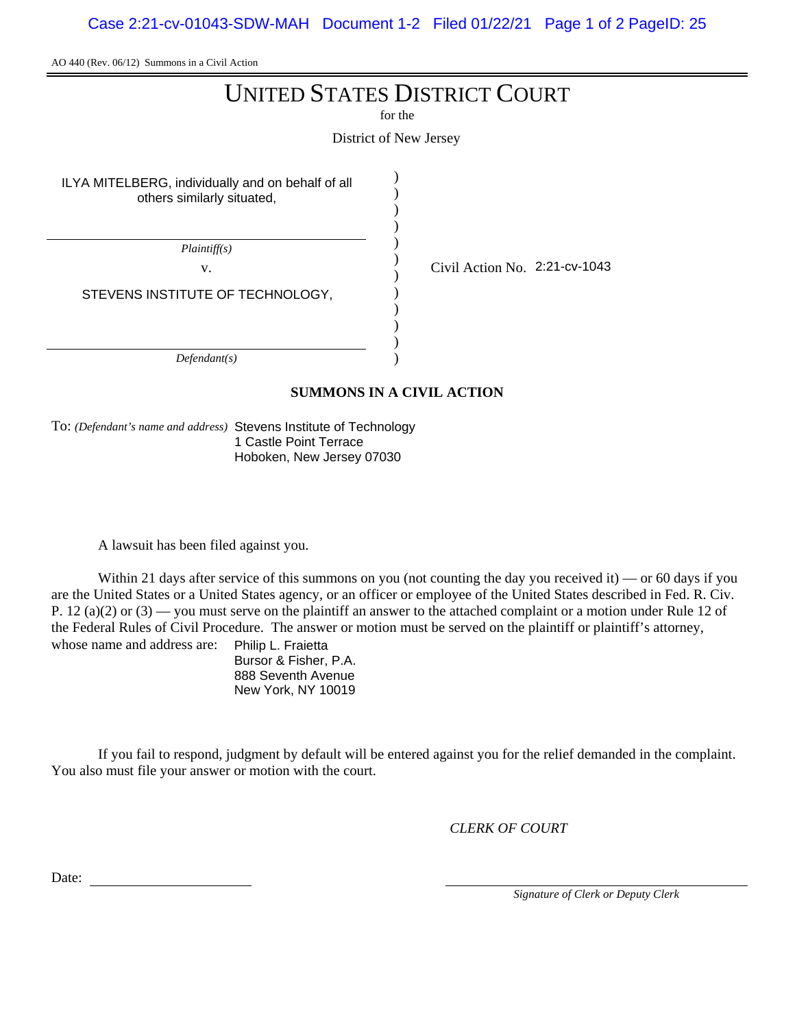AO 440 (Rev. 06/12) Summons in a Civil Action

# UNITED STATES DISTRICT COURT

for the

District of New Jersey

| | | |
|---|---|---|
| ILYA MITELBERG, individually and on behalf of all others similarly situated, | ) | |
| *Plaintiff(s)* | ) | |
| v. | ) | Civil Action No. 2:21-cv-1043 |
| STEVENS INSTITUTE OF TECHNOLOGY, | ) | |
| *Defendant(s)* | ) | |

**SUMMONS IN A CIVIL ACTION**

To: *(Defendant's name and address)* Stevens Institute of Technology
1 Castle Point Terrace
Hoboken, New Jersey 07030

A lawsuit has been filed against you.

Within 21 days after service of this summons on you (not counting the day you received it) — or 60 days if you are the United States or a United States agency, or an officer or employee of the United States described in Fed. R. Civ. P. 12 (a)(2) or (3) — you must serve on the plaintiff an answer to the attached complaint or a motion under Rule 12 of the Federal Rules of Civil Procedure. The answer or motion must be served on the plaintiff or plaintiff's attorney, whose name and address are: Philip L. Fraietta
Bursor & Fisher, P.A.
888 Seventh Avenue
New York, NY 10019

If you fail to respond, judgment by default will be entered against you for the relief demanded in the complaint. You also must file your answer or motion with the court.

*CLERK OF COURT*

Date: ______________________

______________________________
*Signature of Clerk or Deputy Clerk*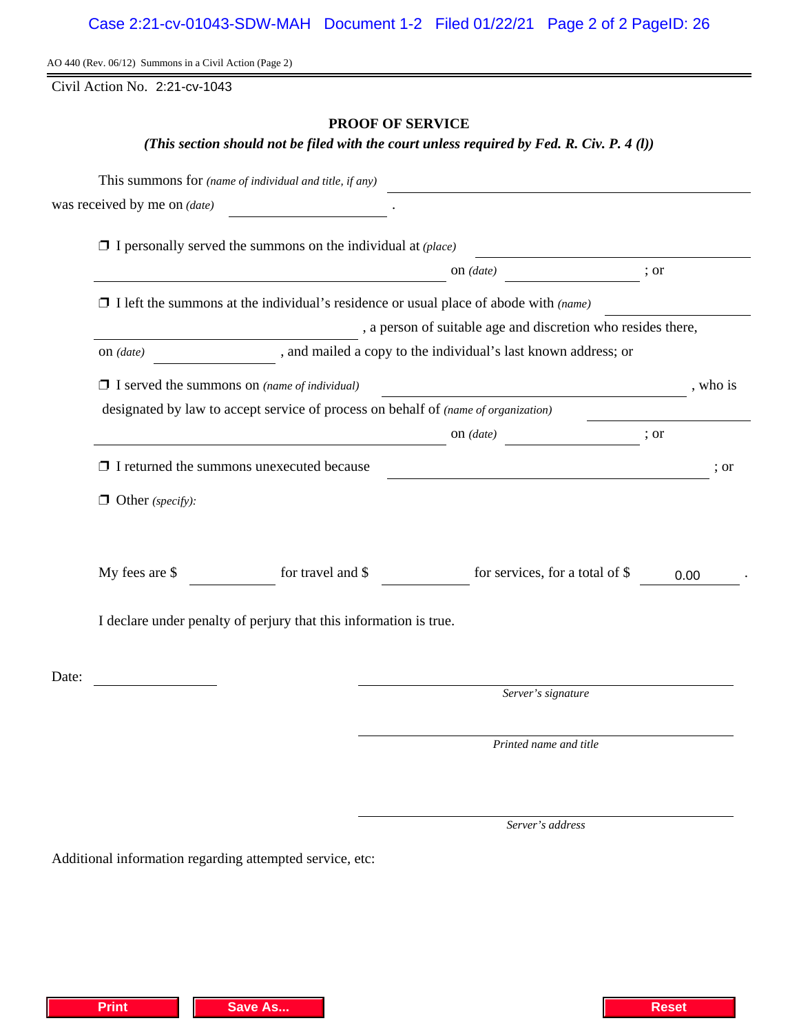AO 440 (Rev. 06/12) Summons in a Civil Action (Page 2)

Civil Action No. 2:21-cv-1043

## PROOF OF SERVICE

***(This section should not be filed with the court unless required by Fed. R. Civ. P. 4 (l))***

This summons for *(name of individual and title, if any)* ______________________________
was received by me on *(date)* ________________ .

❒ I personally served the summons on the individual at *(place)* ______________________________
______________________________ on *(date)* ________________ ; or

❒ I left the summons at the individual's residence or usual place of abode with *(name)* ________________
________________________ , a person of suitable age and discretion who resides there,
on *(date)* ________________ , and mailed a copy to the individual's last known address; or

❒ I served the summons on *(name of individual)* ______________________________ , who is
designated by law to accept service of process on behalf of *(name of organization)* ________________
______________________________ on *(date)* ________________ ; or

❒ I returned the summons unexecuted because ______________________________ ; or

❒ Other *(specify)*:

My fees are $ __________ for travel and $ __________ for services, for a total of $ 0.00 .

I declare under penalty of perjury that this information is true.

Date: ________________

______________________________
*Server's signature*

______________________________
*Printed name and title*

______________________________
*Server's address*

Additional information regarding attempted service, etc:

Print | Save As... | Reset